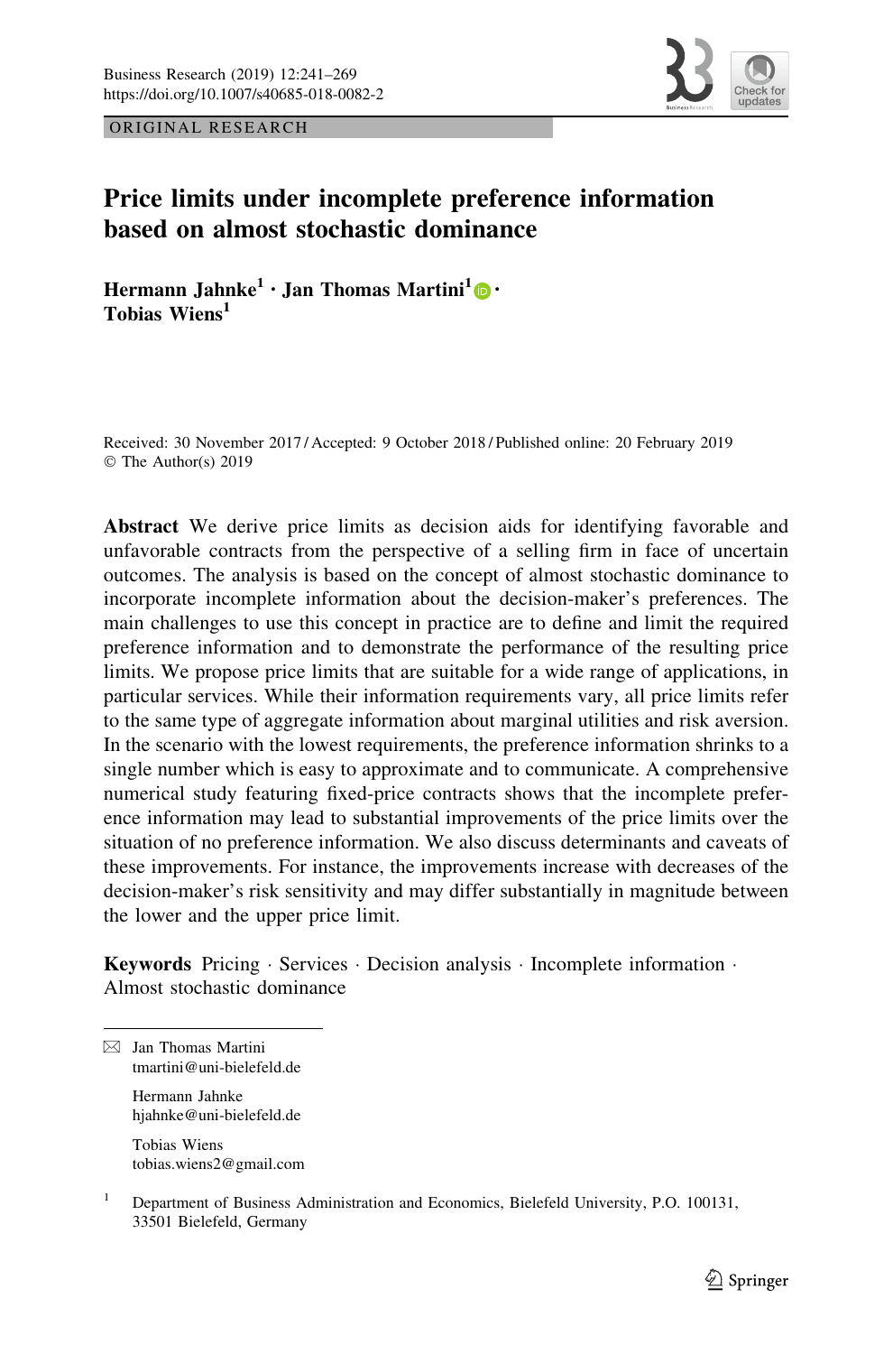ORIGINAL RESEARCH

# Price limits under incomplete preference information based on almost stochastic dominance

**Hermann Jahnke[1] · Jan Thomas Martini[1] · Tobias Wiens[1]**

Received: 30 November 2017 / Accepted: 9 October 2018 / Published online: 20 February 2019
© The Author(s) 2019

**Abstract** We derive price limits as decision aids for identifying favorable and unfavorable contracts from the perspective of a selling firm in face of uncertain outcomes. The analysis is based on the concept of almost stochastic dominance to incorporate incomplete information about the decision-maker's preferences. The main challenges to use this concept in practice are to define and limit the required preference information and to demonstrate the performance of the resulting price limits. We propose price limits that are suitable for a wide range of applications, in particular services. While their information requirements vary, all price limits refer to the same type of aggregate information about marginal utilities and risk aversion. In the scenario with the lowest requirements, the preference information shrinks to a single number which is easy to approximate and to communicate. A comprehensive numerical study featuring fixed-price contracts shows that the incomplete preference information may lead to substantial improvements of the price limits over the situation of no preference information. We also discuss determinants and caveats of these improvements. For instance, the improvements increase with decreases of the decision-maker's risk sensitivity and may differ substantially in magnitude between the lower and the upper price limit.

**Keywords** Pricing · Services · Decision analysis · Incomplete information · Almost stochastic dominance

---

✉ Jan Thomas Martini
tmartini@uni-bielefeld.de

Hermann Jahnke
hjahnke@uni-bielefeld.de

Tobias Wiens
tobias.wiens2@gmail.com

[1] Department of Business Administration and Economics, Bielefeld University, P.O. 100131, 33501 Bielefeld, Germany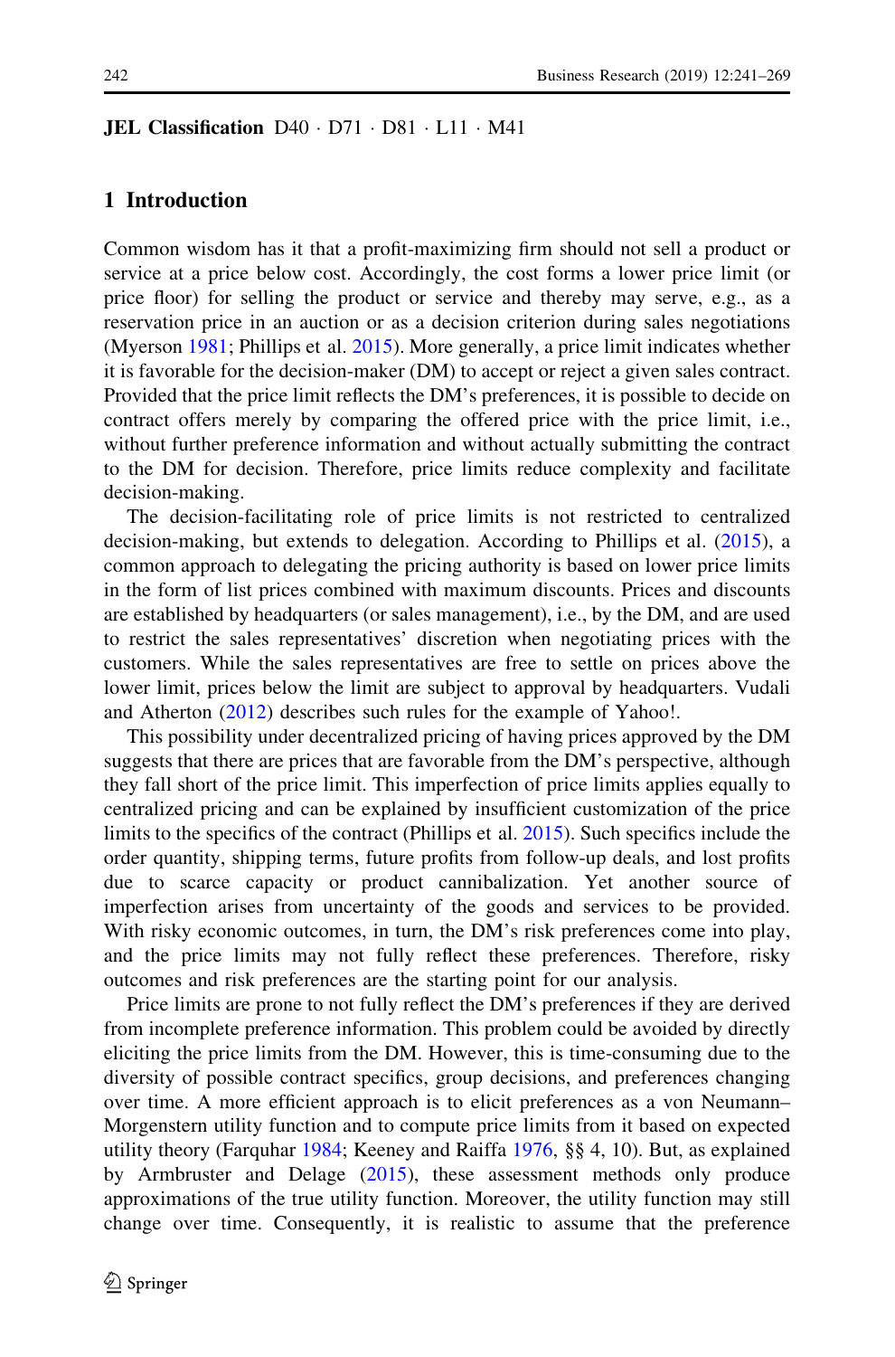**JEL Classification** D40 · D71 · D81 · L11 · M41

## 1 Introduction

Common wisdom has it that a profit-maximizing firm should not sell a product or service at a price below cost. Accordingly, the cost forms a lower price limit (or price floor) for selling the product or service and thereby may serve, e.g., as a reservation price in an auction or as a decision criterion during sales negotiations (Myerson 1981; Phillips et al. 2015). More generally, a price limit indicates whether it is favorable for the decision-maker (DM) to accept or reject a given sales contract. Provided that the price limit reflects the DM's preferences, it is possible to decide on contract offers merely by comparing the offered price with the price limit, i.e., without further preference information and without actually submitting the contract to the DM for decision. Therefore, price limits reduce complexity and facilitate decision-making.

The decision-facilitating role of price limits is not restricted to centralized decision-making, but extends to delegation. According to Phillips et al. (2015), a common approach to delegating the pricing authority is based on lower price limits in the form of list prices combined with maximum discounts. Prices and discounts are established by headquarters (or sales management), i.e., by the DM, and are used to restrict the sales representatives' discretion when negotiating prices with the customers. While the sales representatives are free to settle on prices above the lower limit, prices below the limit are subject to approval by headquarters. Vudali and Atherton (2012) describes such rules for the example of Yahoo!.

This possibility under decentralized pricing of having prices approved by the DM suggests that there are prices that are favorable from the DM's perspective, although they fall short of the price limit. This imperfection of price limits applies equally to centralized pricing and can be explained by insufficient customization of the price limits to the specifics of the contract (Phillips et al. 2015). Such specifics include the order quantity, shipping terms, future profits from follow-up deals, and lost profits due to scarce capacity or product cannibalization. Yet another source of imperfection arises from uncertainty of the goods and services to be provided. With risky economic outcomes, in turn, the DM's risk preferences come into play, and the price limits may not fully reflect these preferences. Therefore, risky outcomes and risk preferences are the starting point for our analysis.

Price limits are prone to not fully reflect the DM's preferences if they are derived from incomplete preference information. This problem could be avoided by directly eliciting the price limits from the DM. However, this is time-consuming due to the diversity of possible contract specifics, group decisions, and preferences changing over time. A more efficient approach is to elicit preferences as a von Neumann–Morgenstern utility function and to compute price limits from it based on expected utility theory (Farquhar 1984; Keeney and Raiffa 1976, §§ 4, 10). But, as explained by Armbruster and Delage (2015), these assessment methods only produce approximations of the true utility function. Moreover, the utility function may still change over time. Consequently, it is realistic to assume that the preference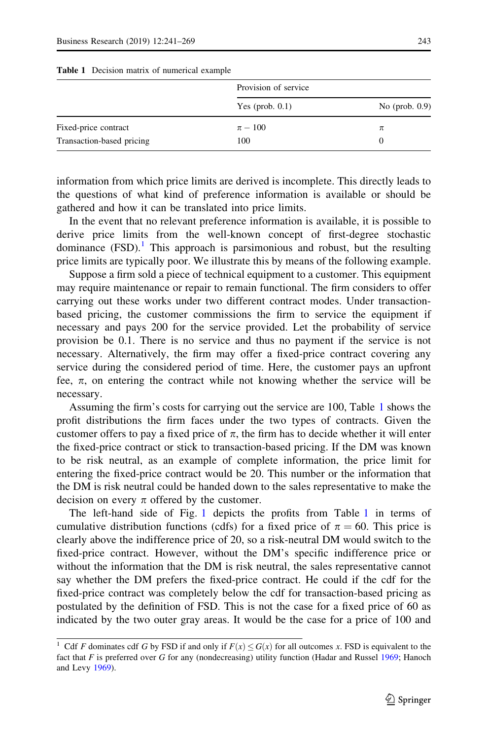**Table 1** Decision matrix of numerical example

| | Provision of service | |
|---|---|---|
| | Yes (prob. 0.1) | No (prob. 0.9) |
| Fixed-price contract | $\pi - 100$ | $\pi$ |
| Transaction-based pricing | 100 | 0 |

information from which price limits are derived is incomplete. This directly leads to the questions of what kind of preference information is available or should be gathered and how it can be translated into price limits.

In the event that no relevant preference information is available, it is possible to derive price limits from the well-known concept of first-degree stochastic dominance (FSD).[1] This approach is parsimonious and robust, but the resulting price limits are typically poor. We illustrate this by means of the following example.

Suppose a firm sold a piece of technical equipment to a customer. This equipment may require maintenance or repair to remain functional. The firm considers to offer carrying out these works under two different contract modes. Under transaction-based pricing, the customer commissions the firm to service the equipment if necessary and pays 200 for the service provided. Let the probability of service provision be 0.1. There is no service and thus no payment if the service is not necessary. Alternatively, the firm may offer a fixed-price contract covering any service during the considered period of time. Here, the customer pays an upfront fee, $\pi$, on entering the contract while not knowing whether the service will be necessary.

Assuming the firm's costs for carrying out the service are 100, Table 1 shows the profit distributions the firm faces under the two types of contracts. Given the customer offers to pay a fixed price of $\pi$, the firm has to decide whether it will enter the fixed-price contract or stick to transaction-based pricing. If the DM was known to be risk neutral, as an example of complete information, the price limit for entering the fixed-price contract would be 20. This number or the information that the DM is risk neutral could be handed down to the sales representative to make the decision on every $\pi$ offered by the customer.

The left-hand side of Fig. 1 depicts the profits from Table 1 in terms of cumulative distribution functions (cdfs) for a fixed price of $\pi = 60$. This price is clearly above the indifference price of 20, so a risk-neutral DM would switch to the fixed-price contract. However, without the DM's specific indifference price or without the information that the DM is risk neutral, the sales representative cannot say whether the DM prefers the fixed-price contract. He could if the cdf for the fixed-price contract was completely below the cdf for transaction-based pricing as postulated by the definition of FSD. This is not the case for a fixed price of 60 as indicated by the two outer gray areas. It would be the case for a price of 100 and

[1] Cdf $F$ dominates cdf $G$ by FSD if and only if $F(x) \leq G(x)$ for all outcomes $x$. FSD is equivalent to the fact that $F$ is preferred over $G$ for any (nondecreasing) utility function (Hadar and Russel 1969; Hanoch and Levy 1969).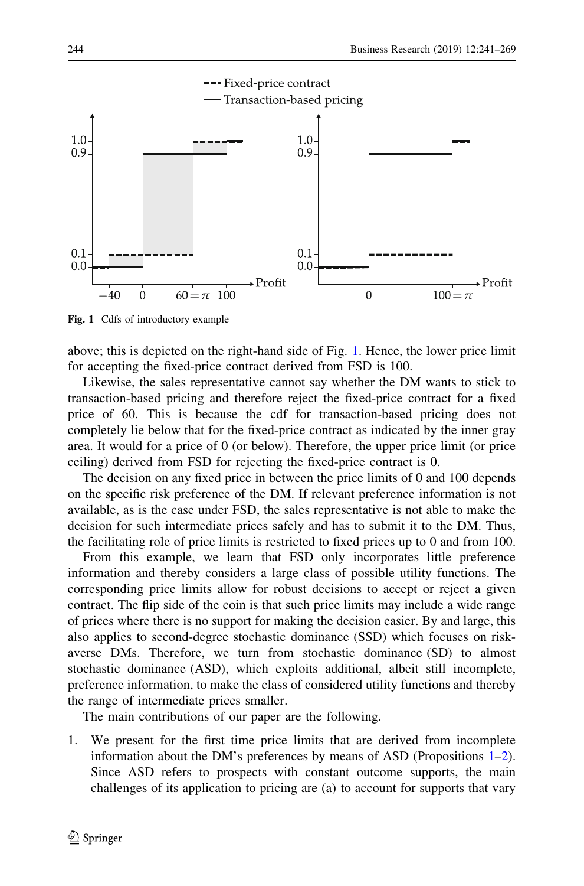Fig. 1 Cdfs of introductory example

above; this is depicted on the right-hand side of Fig. 1. Hence, the lower price limit for accepting the fixed-price contract derived from FSD is 100.

Likewise, the sales representative cannot say whether the DM wants to stick to transaction-based pricing and therefore reject the fixed-price contract for a fixed price of 60. This is because the cdf for transaction-based pricing does not completely lie below that for the fixed-price contract as indicated by the inner gray area. It would for a price of 0 (or below). Therefore, the upper price limit (or price ceiling) derived from FSD for rejecting the fixed-price contract is 0.

The decision on any fixed price in between the price limits of 0 and 100 depends on the specific risk preference of the DM. If relevant preference information is not available, as is the case under FSD, the sales representative is not able to make the decision for such intermediate prices safely and has to submit it to the DM. Thus, the facilitating role of price limits is restricted to fixed prices up to 0 and from 100.

From this example, we learn that FSD only incorporates little preference information and thereby considers a large class of possible utility functions. The corresponding price limits allow for robust decisions to accept or reject a given contract. The flip side of the coin is that such price limits may include a wide range of prices where there is no support for making the decision easier. By and large, this also applies to second-degree stochastic dominance (SSD) which focuses on risk-averse DMs. Therefore, we turn from stochastic dominance (SD) to almost stochastic dominance (ASD), which exploits additional, albeit still incomplete, preference information, to make the class of considered utility functions and thereby the range of intermediate prices smaller.

The main contributions of our paper are the following.

1. We present for the first time price limits that are derived from incomplete information about the DM's preferences by means of ASD (Propositions 1–2). Since ASD refers to prospects with constant outcome supports, the main challenges of its application to pricing are (a) to account for supports that vary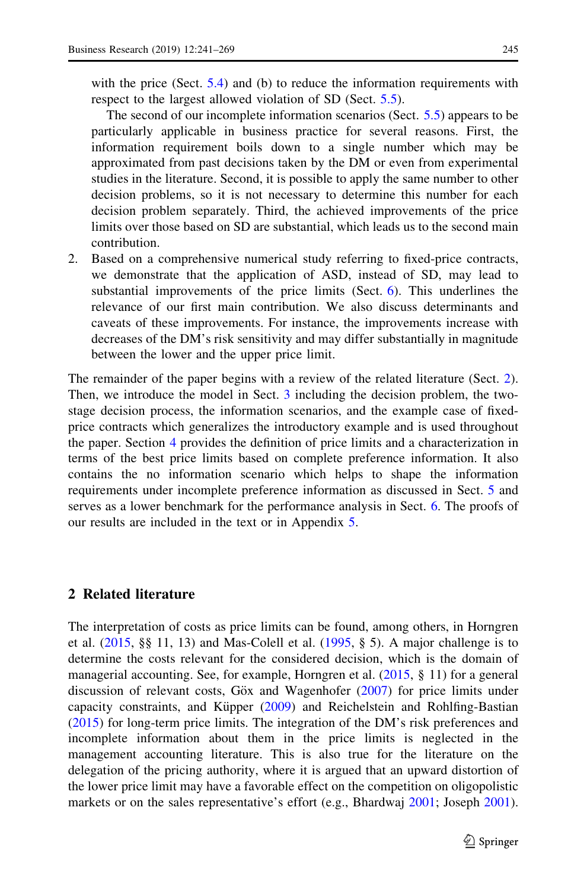with the price (Sect. 5.4) and (b) to reduce the information requirements with respect to the largest allowed violation of SD (Sect. 5.5).

The second of our incomplete information scenarios (Sect. 5.5) appears to be particularly applicable in business practice for several reasons. First, the information requirement boils down to a single number which may be approximated from past decisions taken by the DM or even from experimental studies in the literature. Second, it is possible to apply the same number to other decision problems, so it is not necessary to determine this number for each decision problem separately. Third, the achieved improvements of the price limits over those based on SD are substantial, which leads us to the second main contribution.

2. Based on a comprehensive numerical study referring to fixed-price contracts, we demonstrate that the application of ASD, instead of SD, may lead to substantial improvements of the price limits (Sect. 6). This underlines the relevance of our first main contribution. We also discuss determinants and caveats of these improvements. For instance, the improvements increase with decreases of the DM's risk sensitivity and may differ substantially in magnitude between the lower and the upper price limit.

The remainder of the paper begins with a review of the related literature (Sect. 2). Then, we introduce the model in Sect. 3 including the decision problem, the two-stage decision process, the information scenarios, and the example case of fixed-price contracts which generalizes the introductory example and is used throughout the paper. Section 4 provides the definition of price limits and a characterization in terms of the best price limits based on complete preference information. It also contains the no information scenario which helps to shape the information requirements under incomplete preference information as discussed in Sect. 5 and serves as a lower benchmark for the performance analysis in Sect. 6. The proofs of our results are included in the text or in Appendix 5.

## 2 Related literature

The interpretation of costs as price limits can be found, among others, in Horngren et al. (2015, §§ 11, 13) and Mas-Colell et al. (1995, § 5). A major challenge is to determine the costs relevant for the considered decision, which is the domain of managerial accounting. See, for example, Horngren et al. (2015, § 11) for a general discussion of relevant costs, Göx and Wagenhofer (2007) for price limits under capacity constraints, and Küpper (2009) and Reichelstein and Rohlfing-Bastian (2015) for long-term price limits. The integration of the DM's risk preferences and incomplete information about them in the price limits is neglected in the management accounting literature. This is also true for the literature on the delegation of the pricing authority, where it is argued that an upward distortion of the lower price limit may have a favorable effect on the competition on oligopolistic markets or on the sales representative's effort (e.g., Bhardwaj 2001; Joseph 2001).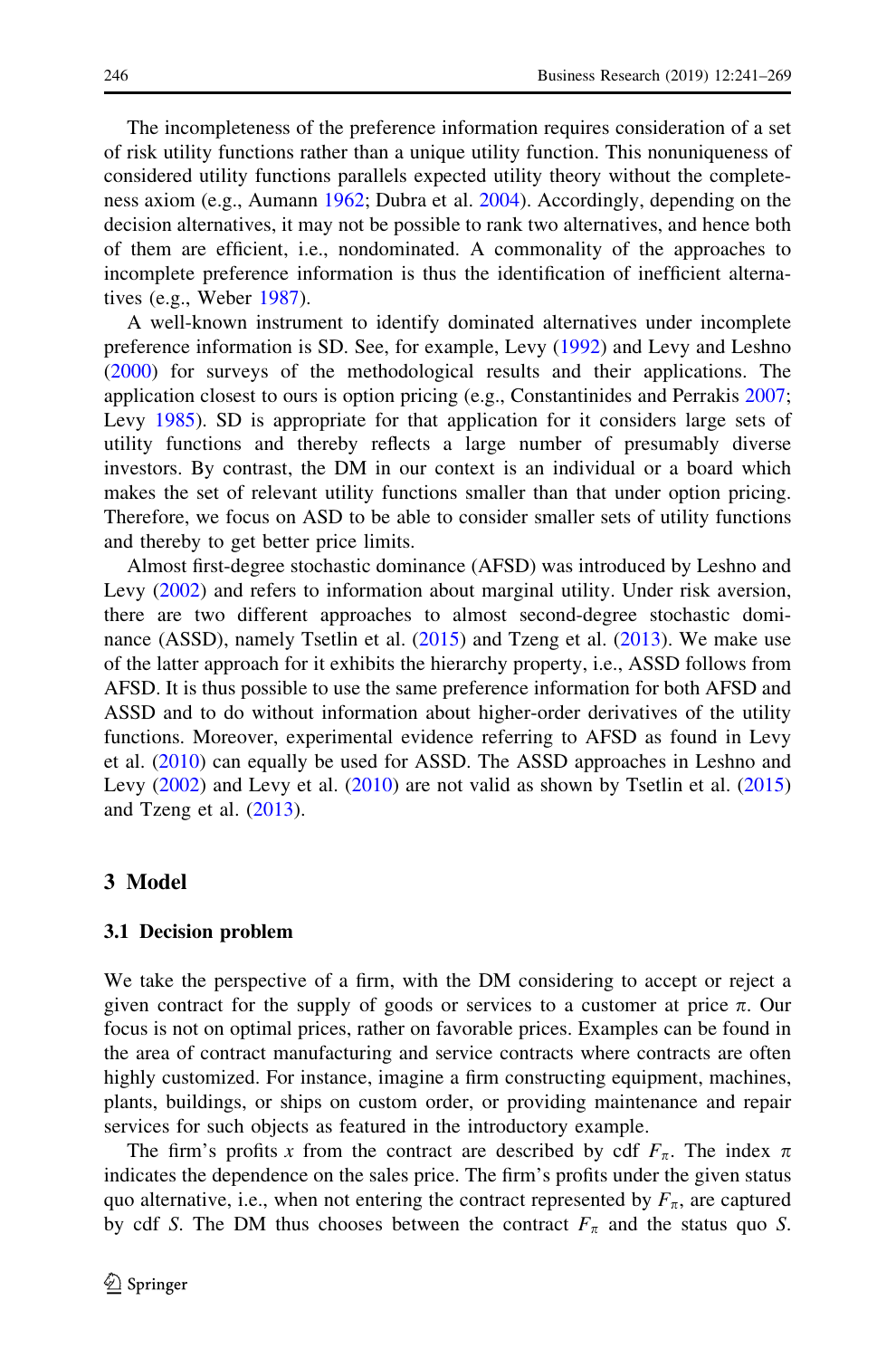The incompleteness of the preference information requires consideration of a set of risk utility functions rather than a unique utility function. This nonuniqueness of considered utility functions parallels expected utility theory without the completeness axiom (e.g., Aumann 1962; Dubra et al. 2004). Accordingly, depending on the decision alternatives, it may not be possible to rank two alternatives, and hence both of them are efficient, i.e., nondominated. A commonality of the approaches to incomplete preference information is thus the identification of inefficient alternatives (e.g., Weber 1987).

A well-known instrument to identify dominated alternatives under incomplete preference information is SD. See, for example, Levy (1992) and Levy and Leshno (2000) for surveys of the methodological results and their applications. The application closest to ours is option pricing (e.g., Constantinides and Perrakis 2007; Levy 1985). SD is appropriate for that application for it considers large sets of utility functions and thereby reflects a large number of presumably diverse investors. By contrast, the DM in our context is an individual or a board which makes the set of relevant utility functions smaller than that under option pricing. Therefore, we focus on ASD to be able to consider smaller sets of utility functions and thereby to get better price limits.

Almost first-degree stochastic dominance (AFSD) was introduced by Leshno and Levy (2002) and refers to information about marginal utility. Under risk aversion, there are two different approaches to almost second-degree stochastic dominance (ASSD), namely Tsetlin et al. (2015) and Tzeng et al. (2013). We make use of the latter approach for it exhibits the hierarchy property, i.e., ASSD follows from AFSD. It is thus possible to use the same preference information for both AFSD and ASSD and to do without information about higher-order derivatives of the utility functions. Moreover, experimental evidence referring to AFSD as found in Levy et al. (2010) can equally be used for ASSD. The ASSD approaches in Leshno and Levy (2002) and Levy et al. (2010) are not valid as shown by Tsetlin et al. (2015) and Tzeng et al. (2013).

## 3 Model

### 3.1 Decision problem

We take the perspective of a firm, with the DM considering to accept or reject a given contract for the supply of goods or services to a customer at price $\pi$. Our focus is not on optimal prices, rather on favorable prices. Examples can be found in the area of contract manufacturing and service contracts where contracts are often highly customized. For instance, imagine a firm constructing equipment, machines, plants, buildings, or ships on custom order, or providing maintenance and repair services for such objects as featured in the introductory example.

The firm's profits $x$ from the contract are described by cdf $F_\pi$. The index $\pi$ indicates the dependence on the sales price. The firm's profits under the given status quo alternative, i.e., when not entering the contract represented by $F_\pi$, are captured by cdf $S$. The DM thus chooses between the contract $F_\pi$ and the status quo $S$.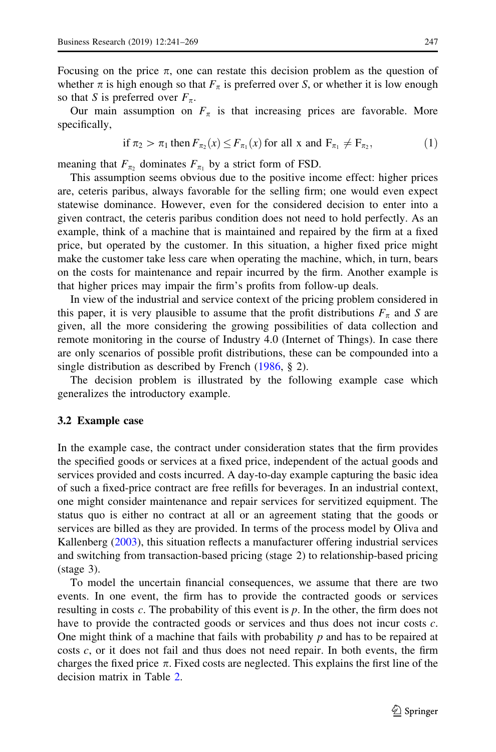Focusing on the price $\pi$, one can restate this decision problem as the question of whether $\pi$ is high enough so that $F_\pi$ is preferred over $S$, or whether it is low enough so that $S$ is preferred over $F_\pi$.

Our main assumption on $F_\pi$ is that increasing prices are favorable. More specifically,

$$\text{if } \pi_2 > \pi_1 \text{ then } F_{\pi_2}(x) \leq F_{\pi_1}(x) \text{ for all x and } \mathrm{F}_{\pi_1} \neq \mathrm{F}_{\pi_2}, \tag{1}$$

meaning that $F_{\pi_2}$ dominates $F_{\pi_1}$ by a strict form of FSD.

This assumption seems obvious due to the positive income effect: higher prices are, ceteris paribus, always favorable for the selling firm; one would even expect statewise dominance. However, even for the considered decision to enter into a given contract, the ceteris paribus condition does not need to hold perfectly. As an example, think of a machine that is maintained and repaired by the firm at a fixed price, but operated by the customer. In this situation, a higher fixed price might make the customer take less care when operating the machine, which, in turn, bears on the costs for maintenance and repair incurred by the firm. Another example is that higher prices may impair the firm's profits from follow-up deals.

In view of the industrial and service context of the pricing problem considered in this paper, it is very plausible to assume that the profit distributions $F_\pi$ and $S$ are given, all the more considering the growing possibilities of data collection and remote monitoring in the course of Industry 4.0 (Internet of Things). In case there are only scenarios of possible profit distributions, these can be compounded into a single distribution as described by French (1986, § 2).

The decision problem is illustrated by the following example case which generalizes the introductory example.

### 3.2 Example case

In the example case, the contract under consideration states that the firm provides the specified goods or services at a fixed price, independent of the actual goods and services provided and costs incurred. A day-to-day example capturing the basic idea of such a fixed-price contract are free refills for beverages. In an industrial context, one might consider maintenance and repair services for servitized equipment. The status quo is either no contract at all or an agreement stating that the goods or services are billed as they are provided. In terms of the process model by Oliva and Kallenberg (2003), this situation reflects a manufacturer offering industrial services and switching from transaction-based pricing (stage 2) to relationship-based pricing (stage 3).

To model the uncertain financial consequences, we assume that there are two events. In one event, the firm has to provide the contracted goods or services resulting in costs $c$. The probability of this event is $p$. In the other, the firm does not have to provide the contracted goods or services and thus does not incur costs $c$. One might think of a machine that fails with probability $p$ and has to be repaired at costs $c$, or it does not fail and thus does not need repair. In both events, the firm charges the fixed price $\pi$. Fixed costs are neglected. This explains the first line of the decision matrix in Table 2.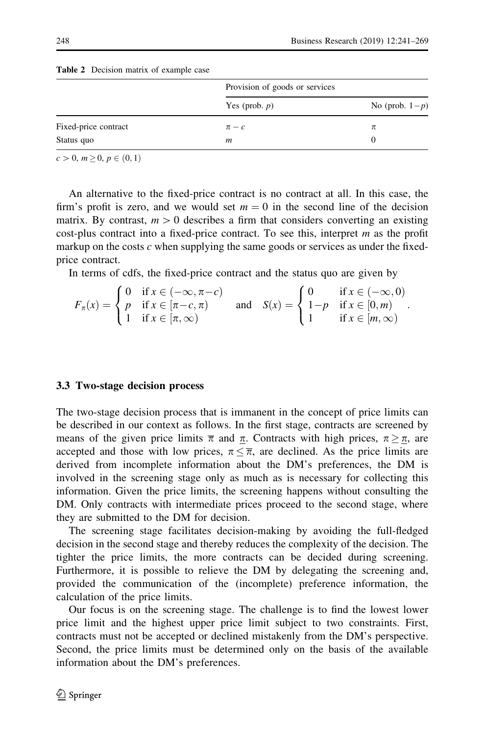**Table 2** Decision matrix of example case

| | Provision of goods or services | |
|---|---|---|
| | Yes (prob. $p$) | No (prob. $1-p$) |
| Fixed-price contract | $\pi - c$ | $\pi$ |
| Status quo | $m$ | 0 |

$c > 0$, $m \geq 0$, $p \in (0, 1)$

An alternative to the fixed-price contract is no contract at all. In this case, the firm's profit is zero, and we would set $m = 0$ in the second line of the decision matrix. By contrast, $m > 0$ describes a firm that considers converting an existing cost-plus contract into a fixed-price contract. To see this, interpret $m$ as the profit markup on the costs $c$ when supplying the same goods or services as under the fixed-price contract.

In terms of cdfs, the fixed-price contract and the status quo are given by

$$F_\pi(x) = \begin{cases} 0 & \text{if } x \in (-\infty, \pi - c) \\ p & \text{if } x \in [\pi - c, \pi) \\ 1 & \text{if } x \in [\pi, \infty) \end{cases} \quad \text{and} \quad S(x) = \begin{cases} 0 & \text{if } x \in (-\infty, 0) \\ 1-p & \text{if } x \in [0, m) \\ 1 & \text{if } x \in [m, \infty) \end{cases}.$$

### 3.3 Two-stage decision process

The two-stage decision process that is immanent in the concept of price limits can be described in our context as follows. In the first stage, contracts are screened by means of the given price limits $\overline{\pi}$ and $\underline{\pi}$. Contracts with high prices, $\pi \geq \underline{\pi}$, are accepted and those with low prices, $\pi \leq \overline{\pi}$, are declined. As the price limits are derived from incomplete information about the DM's preferences, the DM is involved in the screening stage only as much as is necessary for collecting this information. Given the price limits, the screening happens without consulting the DM. Only contracts with intermediate prices proceed to the second stage, where they are submitted to the DM for decision.

The screening stage facilitates decision-making by avoiding the full-fledged decision in the second stage and thereby reduces the complexity of the decision. The tighter the price limits, the more contracts can be decided during screening. Furthermore, it is possible to relieve the DM by delegating the screening and, provided the communication of the (incomplete) preference information, the calculation of the price limits.

Our focus is on the screening stage. The challenge is to find the lowest lower price limit and the highest upper price limit subject to two constraints. First, contracts must not be accepted or declined mistakenly from the DM's perspective. Second, the price limits must be determined only on the basis of the available information about the DM's preferences.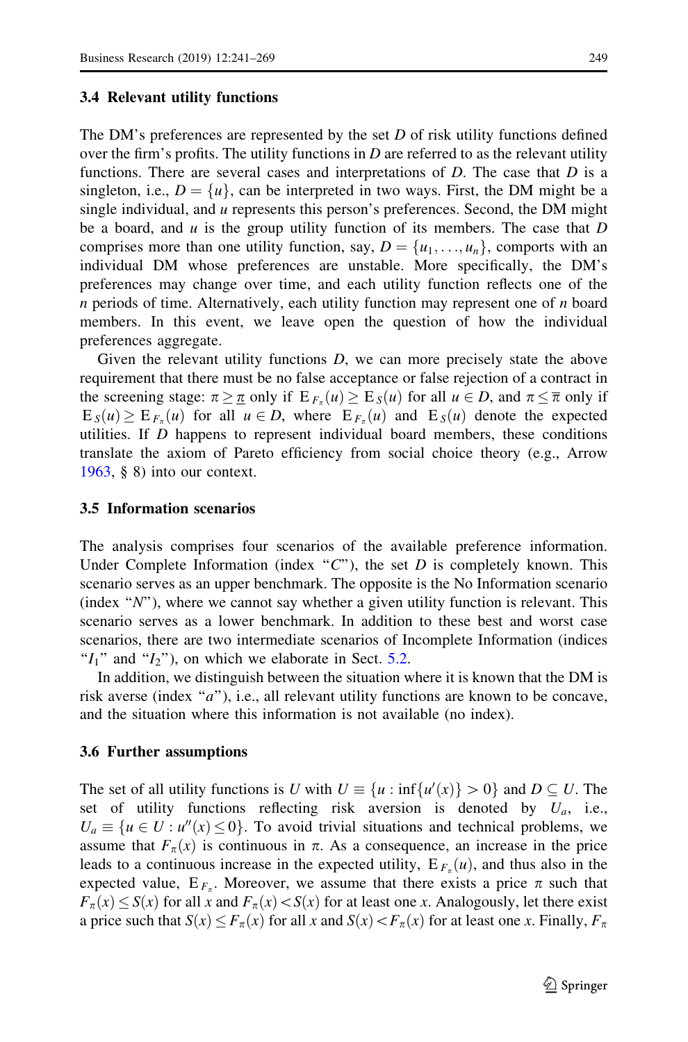### 3.4 Relevant utility functions

The DM's preferences are represented by the set $D$ of risk utility functions defined over the firm's profits. The utility functions in $D$ are referred to as the relevant utility functions. There are several cases and interpretations of $D$. The case that $D$ is a singleton, i.e., $D = \{u\}$, can be interpreted in two ways. First, the DM might be a single individual, and $u$ represents this person's preferences. Second, the DM might be a board, and $u$ is the group utility function of its members. The case that $D$ comprises more than one utility function, say, $D = \{u_1, \ldots, u_n\}$, comports with an individual DM whose preferences are unstable. More specifically, the DM's preferences may change over time, and each utility function reflects one of the $n$ periods of time. Alternatively, each utility function may represent one of $n$ board members. In this event, we leave open the question of how the individual preferences aggregate.

Given the relevant utility functions $D$, we can more precisely state the above requirement that there must be no false acceptance or false rejection of a contract in the screening stage: $\pi \geq \underline{\pi}$ only if $\mathrm{E}_{F_\pi}(u) \geq \mathrm{E}_S(u)$ for all $u \in D$, and $\pi \leq \overline{\pi}$ only if $\mathrm{E}_S(u) \geq \mathrm{E}_{F_\pi}(u)$ for all $u \in D$, where $\mathrm{E}_{F_\pi}(u)$ and $\mathrm{E}_S(u)$ denote the expected utilities. If $D$ happens to represent individual board members, these conditions translate the axiom of Pareto efficiency from social choice theory (e.g., Arrow 1963, § 8) into our context.

### 3.5 Information scenarios

The analysis comprises four scenarios of the available preference information. Under Complete Information (index "$C$"), the set $D$ is completely known. This scenario serves as an upper benchmark. The opposite is the No Information scenario (index "$N$"), where we cannot say whether a given utility function is relevant. This scenario serves as a lower benchmark. In addition to these best and worst case scenarios, there are two intermediate scenarios of Incomplete Information (indices "$I_1$" and "$I_2$"), on which we elaborate in Sect. 5.2.

In addition, we distinguish between the situation where it is known that the DM is risk averse (index "$a$"), i.e., all relevant utility functions are known to be concave, and the situation where this information is not available (no index).

### 3.6 Further assumptions

The set of all utility functions is $U$ with $U \equiv \{u : \inf\{u'(x)\} > 0\}$ and $D \subseteq U$. The set of utility functions reflecting risk aversion is denoted by $U_a$, i.e., $U_a \equiv \{u \in U : u''(x) \leq 0\}$. To avoid trivial situations and technical problems, we assume that $F_\pi(x)$ is continuous in $\pi$. As a consequence, an increase in the price leads to a continuous increase in the expected utility, $\mathrm{E}_{F_\pi}(u)$, and thus also in the expected value, $\mathrm{E}_{F_\pi}$. Moreover, we assume that there exists a price $\pi$ such that $F_\pi(x) \leq S(x)$ for all $x$ and $F_\pi(x) < S(x)$ for at least one $x$. Analogously, let there exist a price such that $S(x) \leq F_\pi(x)$ for all $x$ and $S(x) < F_\pi(x)$ for at least one $x$. Finally, $F_\pi$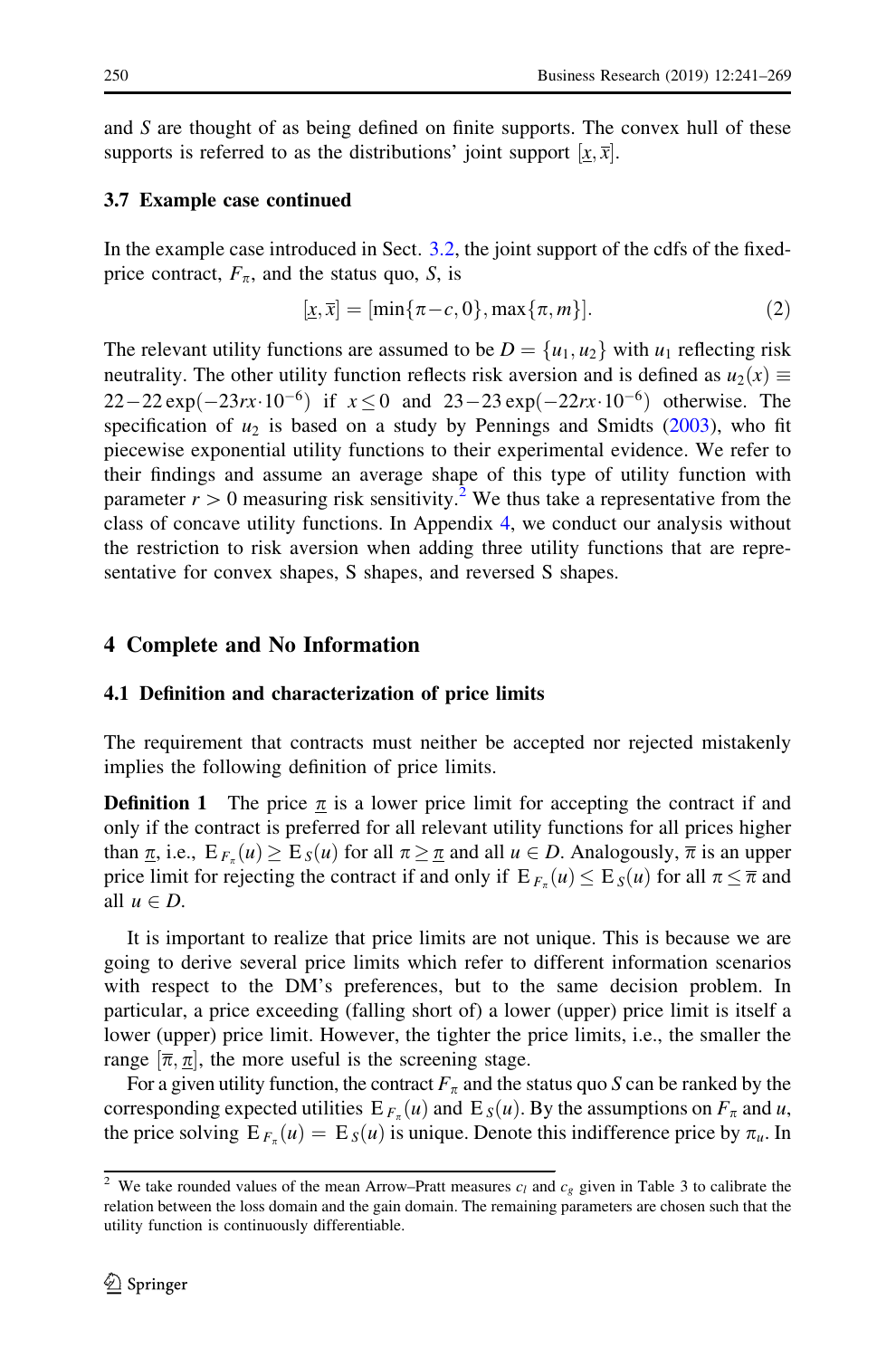and $S$ are thought of as being defined on finite supports. The convex hull of these supports is referred to as the distributions' joint support $[\underline{x}, \overline{x}]$.

### 3.7 Example case continued

In the example case introduced in Sect. 3.2, the joint support of the cdfs of the fixed-price contract, $F_\pi$, and the status quo, $S$, is

$$[\underline{x}, \overline{x}] = [\min\{\pi - c, 0\}, \max\{\pi, m\}]. \tag{2}$$

The relevant utility functions are assumed to be $D = \{u_1, u_2\}$ with $u_1$ reflecting risk neutrality. The other utility function reflects risk aversion and is defined as $u_2(x) \equiv 22 - 22\exp(-23rx \cdot 10^{-6})$ if $x \leq 0$ and $23 - 23\exp(-22rx \cdot 10^{-6})$ otherwise. The specification of $u_2$ is based on a study by Pennings and Smidts (2003), who fit piecewise exponential utility functions to their experimental evidence. We refer to their findings and assume an average shape of this type of utility function with parameter $r > 0$ measuring risk sensitivity.[2] We thus take a representative from the class of concave utility functions. In Appendix 4, we conduct our analysis without the restriction to risk aversion when adding three utility functions that are representative for convex shapes, S shapes, and reversed S shapes.

## 4 Complete and No Information

### 4.1 Definition and characterization of price limits

The requirement that contracts must neither be accepted nor rejected mistakenly implies the following definition of price limits.

**Definition 1** The price $\underline{\pi}$ is a lower price limit for accepting the contract if and only if the contract is preferred for all relevant utility functions for all prices higher than $\underline{\pi}$, i.e., $\mathrm{E}_{F_\pi}(u) \geq \mathrm{E}_S(u)$ for all $\pi \geq \underline{\pi}$ and all $u \in D$. Analogously, $\overline{\pi}$ is an upper price limit for rejecting the contract if and only if $\mathrm{E}_{F_\pi}(u) \leq \mathrm{E}_S(u)$ for all $\pi \leq \overline{\pi}$ and all $u \in D$.

It is important to realize that price limits are not unique. This is because we are going to derive several price limits which refer to different information scenarios with respect to the DM's preferences, but to the same decision problem. In particular, a price exceeding (falling short of) a lower (upper) price limit is itself a lower (upper) price limit. However, the tighter the price limits, i.e., the smaller the range $[\overline{\pi}, \underline{\pi}]$, the more useful is the screening stage.

For a given utility function, the contract $F_\pi$ and the status quo $S$ can be ranked by the corresponding expected utilities $\mathrm{E}_{F_\pi}(u)$ and $\mathrm{E}_S(u)$. By the assumptions on $F_\pi$ and $u$, the price solving $\mathrm{E}_{F_\pi}(u) = \mathrm{E}_S(u)$ is unique. Denote this indifference price by $\pi_u$. In

[2] We take rounded values of the mean Arrow–Pratt measures $c_l$ and $c_g$ given in Table 3 to calibrate the relation between the loss domain and the gain domain. The remaining parameters are chosen such that the utility function is continuously differentiable.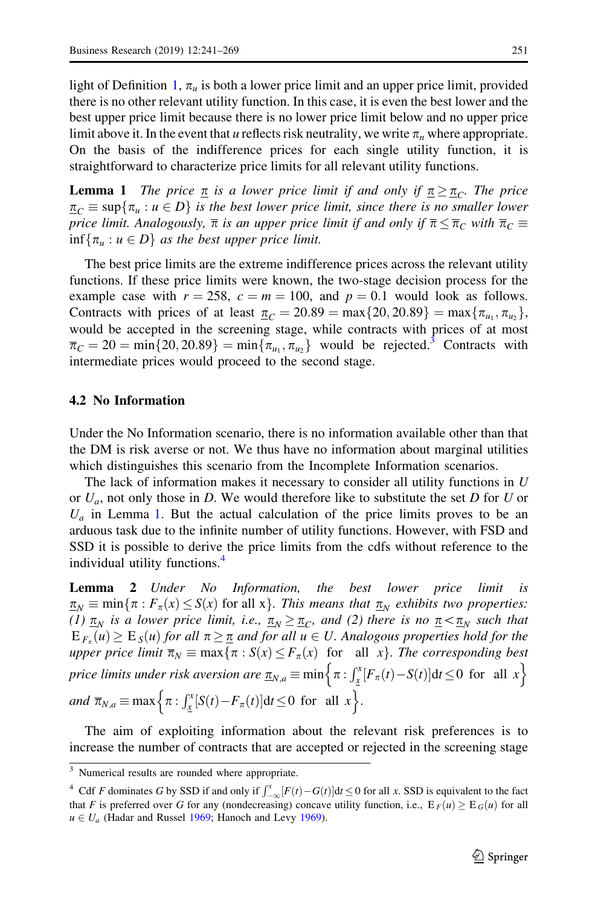light of Definition 1, $\pi_u$ is both a lower price limit and an upper price limit, provided there is no other relevant utility function. In this case, it is even the best lower and the best upper price limit because there is no lower price limit below and no upper price limit above it. In the event that $u$ reflects risk neutrality, we write $\pi_n$ where appropriate. On the basis of the indifference prices for each single utility function, it is straightforward to characterize price limits for all relevant utility functions.

**Lemma 1** *The price $\underline{\pi}$ is a lower price limit if and only if $\underline{\pi} \geq \underline{\pi}_C$. The price $\underline{\pi}_C \equiv \sup\{\pi_u : u \in D\}$ is the best lower price limit, since there is no smaller lower price limit. Analogously, $\overline{\pi}$ is an upper price limit if and only if $\overline{\pi} \leq \overline{\pi}_C$ with $\overline{\pi}_C \equiv \inf\{\pi_u : u \in D\}$ as the best upper price limit.*

The best price limits are the extreme indifference prices across the relevant utility functions. If these price limits were known, the two-stage decision process for the example case with $r = 258$, $c = m = 100$, and $p = 0.1$ would look as follows. Contracts with prices of at least $\underline{\pi}_C = 20.89 = \max\{20, 20.89\} = \max\{\pi_{u_1}, \pi_{u_2}\}$, would be accepted in the screening stage, while contracts with prices of at most $\overline{\pi}_C = 20 = \min\{20, 20.89\} = \min\{\pi_{u_1}, \pi_{u_2}\}$ would be rejected.[3] Contracts with intermediate prices would proceed to the second stage.

### 4.2 No Information

Under the No Information scenario, there is no information available other than that the DM is risk averse or not. We thus have no information about marginal utilities which distinguishes this scenario from the Incomplete Information scenarios.

The lack of information makes it necessary to consider all utility functions in $U$ or $U_a$, not only those in $D$. We would therefore like to substitute the set $D$ for $U$ or $U_a$ in Lemma 1. But the actual calculation of the price limits proves to be an arduous task due to the infinite number of utility functions. However, with FSD and SSD it is possible to derive the price limits from the cdfs without reference to the individual utility functions.[4]

**Lemma 2** *Under No Information, the best lower price limit is $\underline{\pi}_N \equiv \min\{\pi : F_\pi(x) \leq S(x) \text{ for all x}\}$. This means that $\underline{\pi}_N$ exhibits two properties: (1) $\underline{\pi}_N$ is a lower price limit, i.e., $\underline{\pi}_N \geq \underline{\pi}_C$, and (2) there is no $\underline{\pi} < \underline{\pi}_N$ such that $\mathrm{E}_{F_\pi}(u) \geq \mathrm{E}_S(u)$ for all $\pi \geq \underline{\pi}$ and for all $u \in U$. Analogous properties hold for the upper price limit $\overline{\pi}_N \equiv \max\{\pi : S(x) \leq F_\pi(x) \text{ for all } x\}$. The corresponding best price limits under risk aversion are $\underline{\pi}_{N,a} \equiv \min\left\{\pi : \int_{\underline{x}}^{x} [F_\pi(t) - S(t)]\mathrm{d}t \leq 0 \text{ for all } x\right\}$ and $\overline{\pi}_{N,a} \equiv \max\left\{\pi : \int_{\underline{x}}^{x} [S(t) - F_\pi(t)]\mathrm{d}t \leq 0 \text{ for all } x\right\}$.*

The aim of exploiting information about the relevant risk preferences is to increase the number of contracts that are accepted or rejected in the screening stage

---

[3] Numerical results are rounded where appropriate.

[4] Cdf $F$ dominates $G$ by SSD if and only if $\int_{-\infty}^{x} [F(t) - G(t)]\mathrm{d}t \leq 0$ for all $x$. SSD is equivalent to the fact that $F$ is preferred over $G$ for any (nondecreasing) concave utility function, i.e., $\mathrm{E}_F(u) \geq \mathrm{E}_G(u)$ for all $u \in U_a$ (Hadar and Russel 1969; Hanoch and Levy 1969).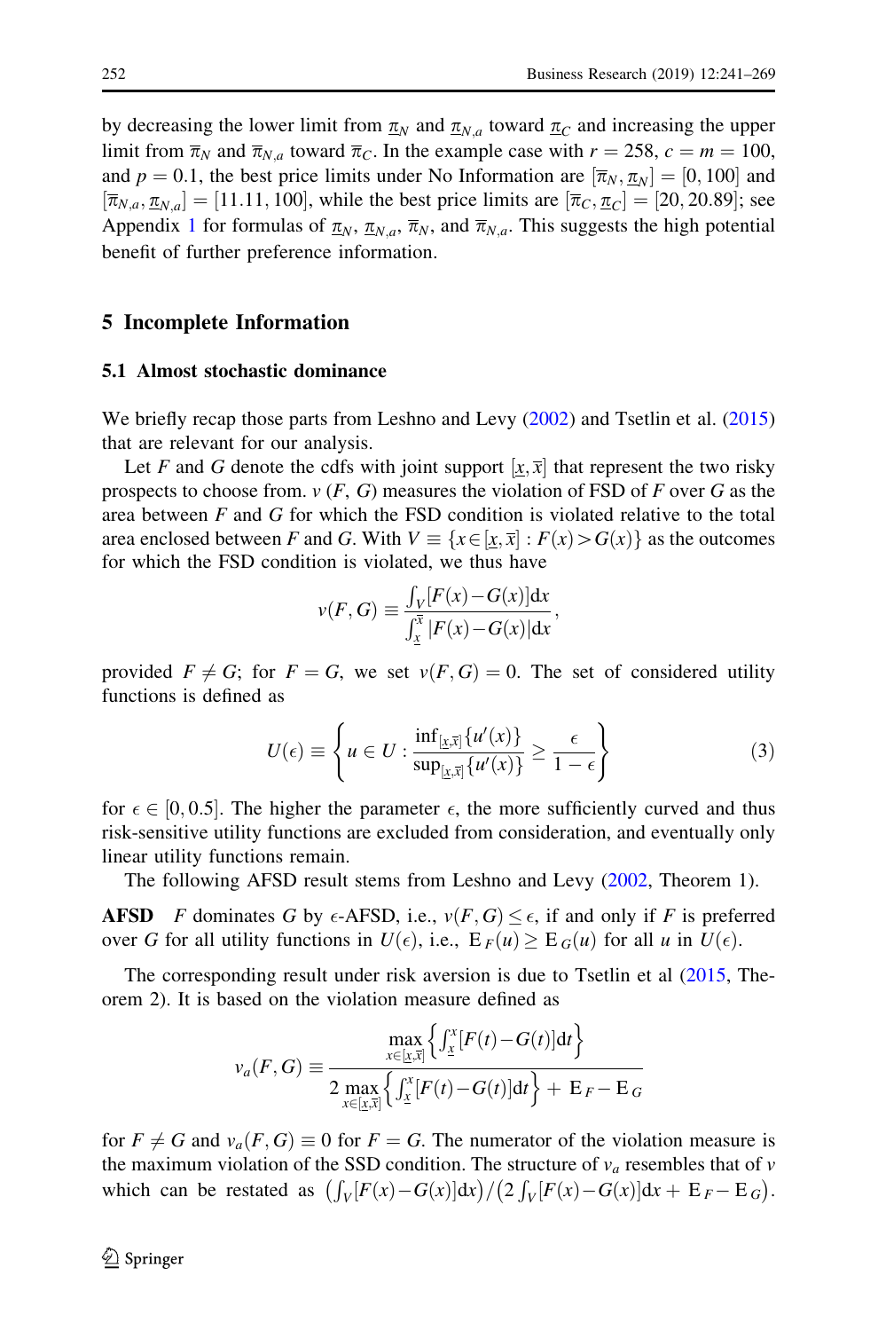by decreasing the lower limit from $\underline{\pi}_N$ and $\underline{\pi}_{N,a}$ toward $\underline{\pi}_C$ and increasing the upper limit from $\overline{\pi}_N$ and $\overline{\pi}_{N,a}$ toward $\overline{\pi}_C$. In the example case with $r = 258$, $c = m = 100$, and $p = 0.1$, the best price limits under No Information are $[\overline{\pi}_N, \underline{\pi}_N] = [0, 100]$ and $[\overline{\pi}_{N,a}, \underline{\pi}_{N,a}] = [11.11, 100]$, while the best price limits are $[\overline{\pi}_C, \underline{\pi}_C] = [20, 20.89]$; see Appendix 1 for formulas of $\underline{\pi}_N$, $\underline{\pi}_{N,a}$, $\overline{\pi}_N$, and $\overline{\pi}_{N,a}$. This suggests the high potential benefit of further preference information.

## 5 Incomplete Information

### 5.1 Almost stochastic dominance

We briefly recap those parts from Leshno and Levy (2002) and Tsetlin et al. (2015) that are relevant for our analysis.

Let $F$ and $G$ denote the cdfs with joint support $[\underline{x}, \overline{x}]$ that represent the two risky prospects to choose from. $v$ $(F, G)$ measures the violation of FSD of $F$ over $G$ as the area between $F$ and $G$ for which the FSD condition is violated relative to the total area enclosed between $F$ and $G$. With $V \equiv \{x \in [\underline{x}, \overline{x}] : F(x) > G(x)\}$ as the outcomes for which the FSD condition is violated, we thus have

$$v(F, G) \equiv \frac{\int_V [F(x) - G(x)] \mathrm{d}x}{\int_{\underline{x}}^{\overline{x}} |F(x) - G(x)| \mathrm{d}x},$$

provided $F \neq G$; for $F = G$, we set $v(F, G) = 0$. The set of considered utility functions is defined as

$$U(\epsilon) \equiv \left\{ u \in U : \frac{\inf_{[\underline{x}, \overline{x}]}\{u'(x)\}}{\sup_{[\underline{x}, \overline{x}]}\{u'(x)\}} \geq \frac{\epsilon}{1 - \epsilon} \right\} \tag{3}$$

for $\epsilon \in [0, 0.5]$. The higher the parameter $\epsilon$, the more sufficiently curved and thus risk-sensitive utility functions are excluded from consideration, and eventually only linear utility functions remain.

The following AFSD result stems from Leshno and Levy (2002, Theorem 1).

**AFSD** $F$ dominates $G$ by $\epsilon$-AFSD, i.e., $v(F, G) \leq \epsilon$, if and only if $F$ is preferred over $G$ for all utility functions in $U(\epsilon)$, i.e., $\mathrm{E}_F(u) \geq \mathrm{E}_G(u)$ for all $u$ in $U(\epsilon)$.

The corresponding result under risk aversion is due to Tsetlin et al (2015, Theorem 2). It is based on the violation measure defined as

$$v_a(F, G) \equiv \frac{\max\limits_{x \in [\underline{x}, \overline{x}]} \left\{ \int_{\underline{x}}^{x} [F(t) - G(t)] \mathrm{d}t \right\}}{2 \max\limits_{x \in [\underline{x}, \overline{x}]} \left\{ \int_{\underline{x}}^{x} [F(t) - G(t)] \mathrm{d}t \right\} + \mathrm{E}_F - \mathrm{E}_G}$$

for $F \neq G$ and $v_a(F, G) \equiv 0$ for $F = G$. The numerator of the violation measure is the maximum violation of the SSD condition. The structure of $v_a$ resembles that of $v$ which can be restated as $\left(\int_V [F(x) - G(x)] \mathrm{d}x\right) / \left(2 \int_V [F(x) - G(x)] \mathrm{d}x + \mathrm{E}_F - \mathrm{E}_G\right)$.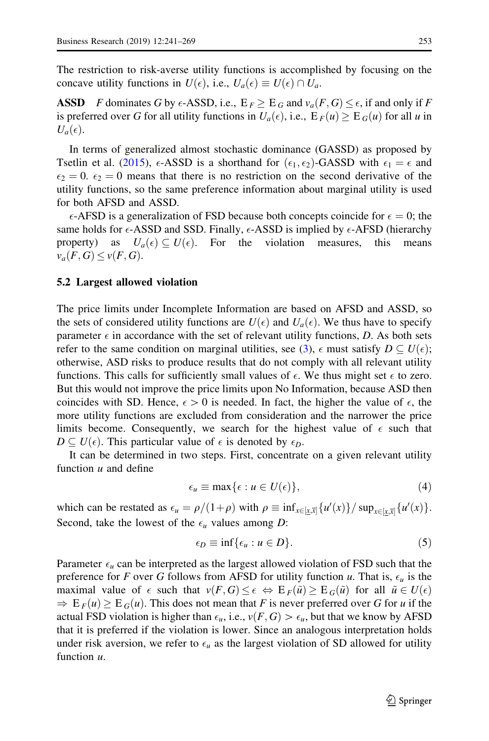The restriction to risk-averse utility functions is accomplished by focusing on the concave utility functions in $U(\epsilon)$, i.e., $U_a(\epsilon) \equiv U(\epsilon) \cap U_a$.

**ASSD** $F$ dominates $G$ by $\epsilon$-ASSD, i.e., $\mathrm{E}_F \geq \mathrm{E}_G$ and $v_a(F,G) \leq \epsilon$, if and only if $F$ is preferred over $G$ for all utility functions in $U_a(\epsilon)$, i.e., $\mathrm{E}_F(u) \geq \mathrm{E}_G(u)$ for all $u$ in $U_a(\epsilon)$.

In terms of generalized almost stochastic dominance (GASSD) as proposed by Tsetlin et al. (2015), $\epsilon$-ASSD is a shorthand for $(\epsilon_1, \epsilon_2)$-GASSD with $\epsilon_1 = \epsilon$ and $\epsilon_2 = 0$. $\epsilon_2 = 0$ means that there is no restriction on the second derivative of the utility functions, so the same preference information about marginal utility is used for both AFSD and ASSD.

$\epsilon$-AFSD is a generalization of FSD because both concepts coincide for $\epsilon = 0$; the same holds for $\epsilon$-ASSD and SSD. Finally, $\epsilon$-ASSD is implied by $\epsilon$-AFSD (hierarchy property) as $U_a(\epsilon) \subseteq U(\epsilon)$. For the violation measures, this means $v_a(F,G) \leq v(F,G)$.

### 5.2 Largest allowed violation

The price limits under Incomplete Information are based on AFSD and ASSD, so the sets of considered utility functions are $U(\epsilon)$ and $U_a(\epsilon)$. We thus have to specify parameter $\epsilon$ in accordance with the set of relevant utility functions, $D$. As both sets refer to the same condition on marginal utilities, see (3), $\epsilon$ must satisfy $D \subseteq U(\epsilon)$; otherwise, ASD risks to produce results that do not comply with all relevant utility functions. This calls for sufficiently small values of $\epsilon$. We thus might set $\epsilon$ to zero. But this would not improve the price limits upon No Information, because ASD then coincides with SD. Hence, $\epsilon > 0$ is needed. In fact, the higher the value of $\epsilon$, the more utility functions are excluded from consideration and the narrower the price limits become. Consequently, we search for the highest value of $\epsilon$ such that $D \subseteq U(\epsilon)$. This particular value of $\epsilon$ is denoted by $\epsilon_D$.

It can be determined in two steps. First, concentrate on a given relevant utility function $u$ and define

$$\epsilon_u \equiv \max\{\epsilon : u \in U(\epsilon)\}, \tag{4}$$

which can be restated as $\epsilon_u = \rho/(1+\rho)$ with $\rho \equiv \inf_{x \in [\underline{x},\overline{x}]}\{u'(x)\}/\sup_{x \in [\underline{x},\overline{x}]}\{u'(x)\}$. Second, take the lowest of the $\epsilon_u$ values among $D$:

$$\epsilon_D \equiv \inf\{\epsilon_u : u \in D\}. \tag{5}$$

Parameter $\epsilon_u$ can be interpreted as the largest allowed violation of FSD such that the preference for $F$ over $G$ follows from AFSD for utility function $u$. That is, $\epsilon_u$ is the maximal value of $\epsilon$ such that $v(F,G) \leq \epsilon \Leftrightarrow \mathrm{E}_F(\tilde{u}) \geq \mathrm{E}_G(\tilde{u})$ for all $\tilde{u} \in U(\epsilon)$ $\Rightarrow \mathrm{E}_F(u) \geq \mathrm{E}_G(u)$. This does not mean that $F$ is never preferred over $G$ for $u$ if the actual FSD violation is higher than $\epsilon_u$, i.e., $v(F,G) > \epsilon_u$, but that we know by AFSD that it is preferred if the violation is lower. Since an analogous interpretation holds under risk aversion, we refer to $\epsilon_u$ as the largest violation of SD allowed for utility function $u$.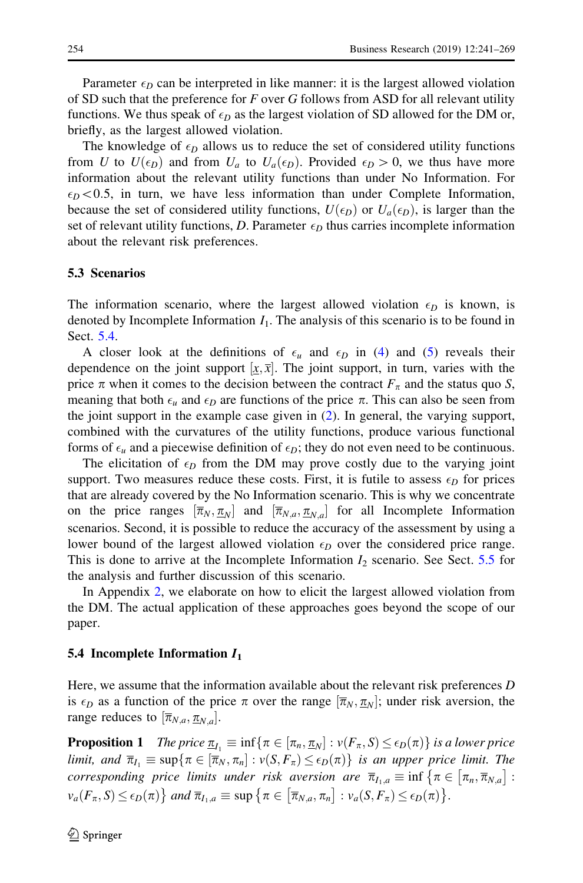Parameter $\epsilon_D$ can be interpreted in like manner: it is the largest allowed violation of SD such that the preference for $F$ over $G$ follows from ASD for all relevant utility functions. We thus speak of $\epsilon_D$ as the largest violation of SD allowed for the DM or, briefly, as the largest allowed violation.

The knowledge of $\epsilon_D$ allows us to reduce the set of considered utility functions from $U$ to $U(\epsilon_D)$ and from $U_a$ to $U_a(\epsilon_D)$. Provided $\epsilon_D > 0$, we thus have more information about the relevant utility functions than under No Information. For $\epsilon_D < 0.5$, in turn, we have less information than under Complete Information, because the set of considered utility functions, $U(\epsilon_D)$ or $U_a(\epsilon_D)$, is larger than the set of relevant utility functions, $D$. Parameter $\epsilon_D$ thus carries incomplete information about the relevant risk preferences.

### 5.3 Scenarios

The information scenario, where the largest allowed violation $\epsilon_D$ is known, is denoted by Incomplete Information $I_1$. The analysis of this scenario is to be found in Sect. 5.4.

A closer look at the definitions of $\epsilon_u$ and $\epsilon_D$ in (4) and (5) reveals their dependence on the joint support $[\underline{x}, \overline{x}]$. The joint support, in turn, varies with the price $\pi$ when it comes to the decision between the contract $F_\pi$ and the status quo $S$, meaning that both $\epsilon_u$ and $\epsilon_D$ are functions of the price $\pi$. This can also be seen from the joint support in the example case given in (2). In general, the varying support, combined with the curvatures of the utility functions, produce various functional forms of $\epsilon_u$ and a piecewise definition of $\epsilon_D$; they do not even need to be continuous.

The elicitation of $\epsilon_D$ from the DM may prove costly due to the varying joint support. Two measures reduce these costs. First, it is futile to assess $\epsilon_D$ for prices that are already covered by the No Information scenario. This is why we concentrate on the price ranges $[\overline{\pi}_N, \underline{\pi}_N]$ and $[\overline{\pi}_{N,a}, \underline{\pi}_{N,a}]$ for all Incomplete Information scenarios. Second, it is possible to reduce the accuracy of the assessment by using a lower bound of the largest allowed violation $\epsilon_D$ over the considered price range. This is done to arrive at the Incomplete Information $I_2$ scenario. See Sect. 5.5 for the analysis and further discussion of this scenario.

In Appendix 2, we elaborate on how to elicit the largest allowed violation from the DM. The actual application of these approaches goes beyond the scope of our paper.

### 5.4 Incomplete Information $I_1$

Here, we assume that the information available about the relevant risk preferences $D$ is $\epsilon_D$ as a function of the price $\pi$ over the range $[\overline{\pi}_N, \underline{\pi}_N]$; under risk aversion, the range reduces to $[\overline{\pi}_{N,a}, \underline{\pi}_{N,a}]$.

**Proposition 1** *The price* $\underline{\pi}_{I_1} \equiv \inf\{\pi \in [\pi_n, \underline{\pi}_N] : v(F_\pi, S) \leq \epsilon_D(\pi)\}$ *is a lower price limit, and* $\overline{\pi}_{I_1} \equiv \sup\{\pi \in [\overline{\pi}_N, \pi_n] : v(S, F_\pi) \leq \epsilon_D(\pi)\}$ *is an upper price limit. The corresponding price limits under risk aversion are* $\overline{\pi}_{I_1,a} \equiv \inf\{\pi \in [\pi_n, \overline{\pi}_{N,a}] : v_a(F_\pi, S) \leq \epsilon_D(\pi)\}$ *and* $\overline{\pi}_{I_1,a} \equiv \sup\{\pi \in [\overline{\pi}_{N,a}, \pi_n] : v_a(S, F_\pi) \leq \epsilon_D(\pi)\}$.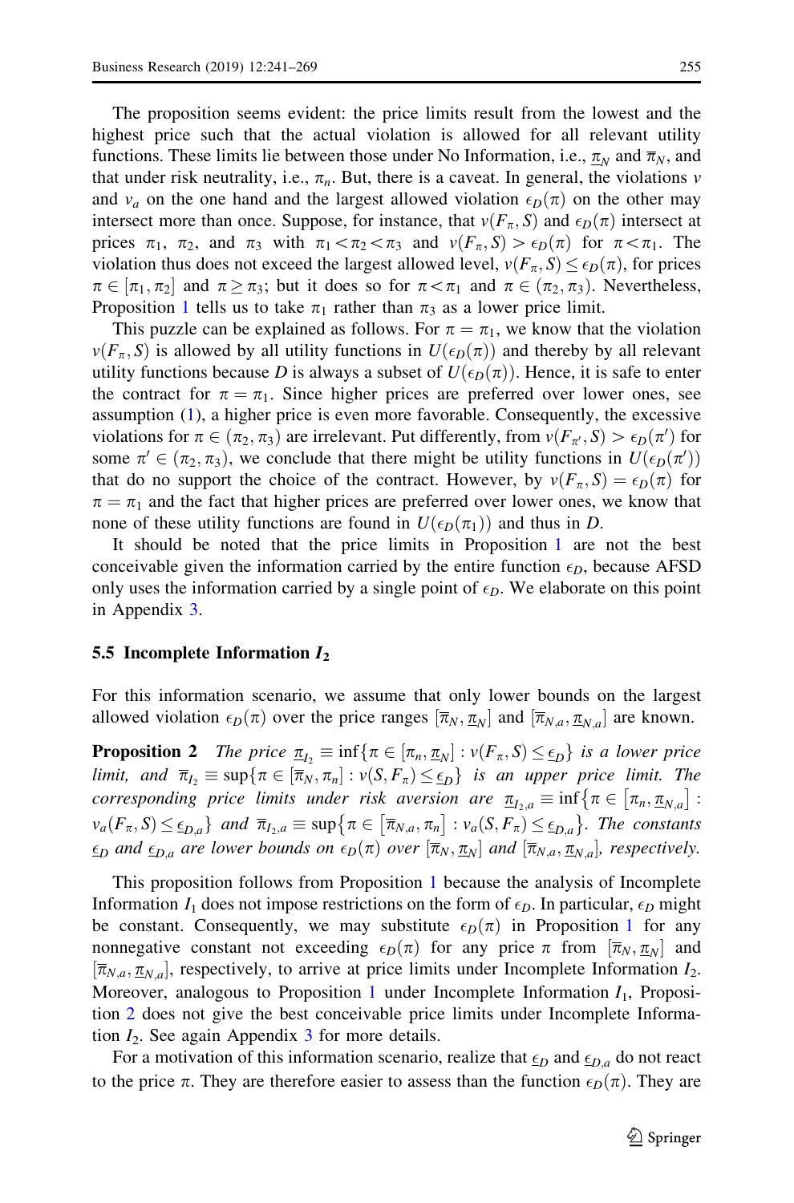The proposition seems evident: the price limits result from the lowest and the highest price such that the actual violation is allowed for all relevant utility functions. These limits lie between those under No Information, i.e., $\underline{\pi}_N$ and $\overline{\pi}_N$, and that under risk neutrality, i.e., $\pi_n$. But, there is a caveat. In general, the violations $v$ and $v_a$ on the one hand and the largest allowed violation $\epsilon_D(\pi)$ on the other may intersect more than once. Suppose, for instance, that $v(F_\pi, S)$ and $\epsilon_D(\pi)$ intersect at prices $\pi_1$, $\pi_2$, and $\pi_3$ with $\pi_1 < \pi_2 < \pi_3$ and $v(F_\pi, S) > \epsilon_D(\pi)$ for $\pi < \pi_1$. The violation thus does not exceed the largest allowed level, $v(F_\pi, S) \leq \epsilon_D(\pi)$, for prices $\pi \in [\pi_1, \pi_2]$ and $\pi \geq \pi_3$; but it does so for $\pi < \pi_1$ and $\pi \in (\pi_2, \pi_3)$. Nevertheless, Proposition 1 tells us to take $\pi_1$ rather than $\pi_3$ as a lower price limit.

This puzzle can be explained as follows. For $\pi = \pi_1$, we know that the violation $v(F_\pi, S)$ is allowed by all utility functions in $U(\epsilon_D(\pi))$ and thereby by all relevant utility functions because $D$ is always a subset of $U(\epsilon_D(\pi))$. Hence, it is safe to enter the contract for $\pi = \pi_1$. Since higher prices are preferred over lower ones, see assumption (1), a higher price is even more favorable. Consequently, the excessive violations for $\pi \in (\pi_2, \pi_3)$ are irrelevant. Put differently, from $v(F_{\pi'}, S) > \epsilon_D(\pi')$ for some $\pi' \in (\pi_2, \pi_3)$, we conclude that there might be utility functions in $U(\epsilon_D(\pi'))$ that do no support the choice of the contract. However, by $v(F_\pi, S) = \epsilon_D(\pi)$ for $\pi = \pi_1$ and the fact that higher prices are preferred over lower ones, we know that none of these utility functions are found in $U(\epsilon_D(\pi_1))$ and thus in $D$.

It should be noted that the price limits in Proposition 1 are not the best conceivable given the information carried by the entire function $\epsilon_D$, because AFSD only uses the information carried by a single point of $\epsilon_D$. We elaborate on this point in Appendix 3.

### 5.5 Incomplete Information $I_2$

For this information scenario, we assume that only lower bounds on the largest allowed violation $\epsilon_D(\pi)$ over the price ranges $[\overline{\pi}_N, \underline{\pi}_N]$ and $[\overline{\pi}_{N,a}, \underline{\pi}_{N,a}]$ are known.

**Proposition 2** *The price* $\underline{\pi}_{I_2} \equiv \inf\{\pi \in [\pi_n, \underline{\pi}_N] : v(F_\pi, S) \leq \underline{\epsilon}_D\}$ *is a lower price limit, and* $\overline{\pi}_{I_2} \equiv \sup\{\pi \in [\overline{\pi}_N, \pi_n] : v(S, F_\pi) \leq \underline{\epsilon}_D\}$ *is an upper price limit. The corresponding price limits under risk aversion are* $\underline{\pi}_{I_2,a} \equiv \inf\{\pi \in [\pi_n, \underline{\pi}_{N,a}] : v_a(F_\pi, S) \leq \underline{\epsilon}_{D,a}\}$ *and* $\overline{\pi}_{I_2,a} \equiv \sup\{\pi \in [\overline{\pi}_{N,a}, \pi_n] : v_a(S, F_\pi) \leq \underline{\epsilon}_{D,a}\}$. *The constants* $\underline{\epsilon}_D$ *and* $\underline{\epsilon}_{D,a}$ *are lower bounds on* $\epsilon_D(\pi)$ *over* $[\overline{\pi}_N, \underline{\pi}_N]$ *and* $[\overline{\pi}_{N,a}, \underline{\pi}_{N,a}]$, *respectively.*

This proposition follows from Proposition 1 because the analysis of Incomplete Information $I_1$ does not impose restrictions on the form of $\epsilon_D$. In particular, $\epsilon_D$ might be constant. Consequently, we may substitute $\epsilon_D(\pi)$ in Proposition 1 for any nonnegative constant not exceeding $\epsilon_D(\pi)$ for any price $\pi$ from $[\overline{\pi}_N, \underline{\pi}_N]$ and $[\overline{\pi}_{N,a}, \underline{\pi}_{N,a}]$, respectively, to arrive at price limits under Incomplete Information $I_2$. Moreover, analogous to Proposition 1 under Incomplete Information $I_1$, Proposition 2 does not give the best conceivable price limits under Incomplete Information $I_2$. See again Appendix 3 for more details.

For a motivation of this information scenario, realize that $\underline{\epsilon}_D$ and $\underline{\epsilon}_{D,a}$ do not react to the price $\pi$. They are therefore easier to assess than the function $\epsilon_D(\pi)$. They are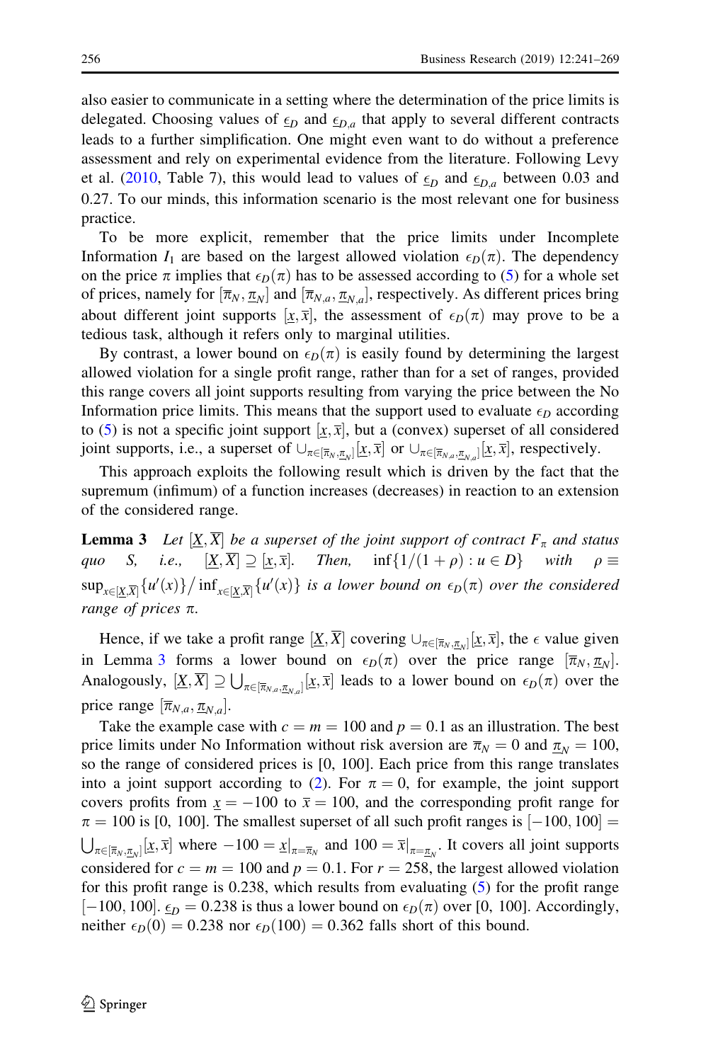also easier to communicate in a setting where the determination of the price limits is delegated. Choosing values of $\underline{\epsilon}_D$ and $\underline{\epsilon}_{D,a}$ that apply to several different contracts leads to a further simplification. One might even want to do without a preference assessment and rely on experimental evidence from the literature. Following Levy et al. (2010, Table 7), this would lead to values of $\underline{\epsilon}_D$ and $\underline{\epsilon}_{D,a}$ between 0.03 and 0.27. To our minds, this information scenario is the most relevant one for business practice.

To be more explicit, remember that the price limits under Incomplete Information $I_1$ are based on the largest allowed violation $\epsilon_D(\pi)$. The dependency on the price $\pi$ implies that $\epsilon_D(\pi)$ has to be assessed according to (5) for a whole set of prices, namely for $[\overline{\pi}_N, \underline{\pi}_N]$ and $[\overline{\pi}_{N,a}, \underline{\pi}_{N,a}]$, respectively. As different prices bring about different joint supports $[\underline{x}, \overline{x}]$, the assessment of $\epsilon_D(\pi)$ may prove to be a tedious task, although it refers only to marginal utilities.

By contrast, a lower bound on $\epsilon_D(\pi)$ is easily found by determining the largest allowed violation for a single profit range, rather than for a set of ranges, provided this range covers all joint supports resulting from varying the price between the No Information price limits. This means that the support used to evaluate $\epsilon_D$ according to (5) is not a specific joint support $[\underline{x}, \overline{x}]$, but a (convex) superset of all considered joint supports, i.e., a superset of $\cup_{\pi \in [\overline{\pi}_N, \underline{\pi}_N]}[\underline{x}, \overline{x}]$ or $\cup_{\pi \in [\overline{\pi}_{N,a}, \underline{\pi}_{N,a}]}[\underline{x}, \overline{x}]$, respectively.

This approach exploits the following result which is driven by the fact that the supremum (infimum) of a function increases (decreases) in reaction to an extension of the considered range.

**Lemma 3** *Let $[\underline{X}, \overline{X}]$ be a superset of the joint support of contract $F_\pi$ and status quo S, i.e., $[\underline{X}, \overline{X}] \supseteq [\underline{x}, \overline{x}]$. Then, $\inf\{1/(1+\rho) : u \in D\}$ with $\rho \equiv \sup_{x \in [\underline{X}, \overline{X}]}\{u'(x)\} / \inf_{x \in [\underline{X}, \overline{X}]}\{u'(x)\}$ is a lower bound on $\epsilon_D(\pi)$ over the considered range of prices $\pi$.*

Hence, if we take a profit range $[\underline{X}, \overline{X}]$ covering $\cup_{\pi \in [\overline{\pi}_N, \underline{\pi}_N]}[\underline{x}, \overline{x}]$, the $\epsilon$ value given in Lemma 3 forms a lower bound on $\epsilon_D(\pi)$ over the price range $[\overline{\pi}_N, \underline{\pi}_N]$. Analogously, $[\underline{X}, \overline{X}] \supseteq \bigcup_{\pi \in [\overline{\pi}_{N,a}, \underline{\pi}_{N,a}]}[\underline{x}, \overline{x}]$ leads to a lower bound on $\epsilon_D(\pi)$ over the price range $[\overline{\pi}_{N,a}, \underline{\pi}_{N,a}]$.

Take the example case with $c = m = 100$ and $p = 0.1$ as an illustration. The best price limits under No Information without risk aversion are $\overline{\pi}_N = 0$ and $\underline{\pi}_N = 100$, so the range of considered prices is [0, 100]. Each price from this range translates into a joint support according to (2). For $\pi = 0$, for example, the joint support covers profits from $\underline{x} = -100$ to $\overline{x} = 100$, and the corresponding profit range for $\pi = 100$ is [0, 100]. The smallest superset of all such profit ranges is $[-100, 100] = \bigcup_{\pi \in [\overline{\pi}_N, \underline{\pi}_N]}[\underline{x}, \overline{x}]$ where $-100 = \underline{x}|_{\pi = \overline{\pi}_N}$ and $100 = \overline{x}|_{\pi = \underline{\pi}_N}$. It covers all joint supports considered for $c = m = 100$ and $p = 0.1$. For $r = 258$, the largest allowed violation for this profit range is 0.238, which results from evaluating (5) for the profit range $[-100, 100]$. $\underline{\epsilon}_D = 0.238$ is thus a lower bound on $\epsilon_D(\pi)$ over [0, 100]. Accordingly, neither $\epsilon_D(0) = 0.238$ nor $\epsilon_D(100) = 0.362$ falls short of this bound.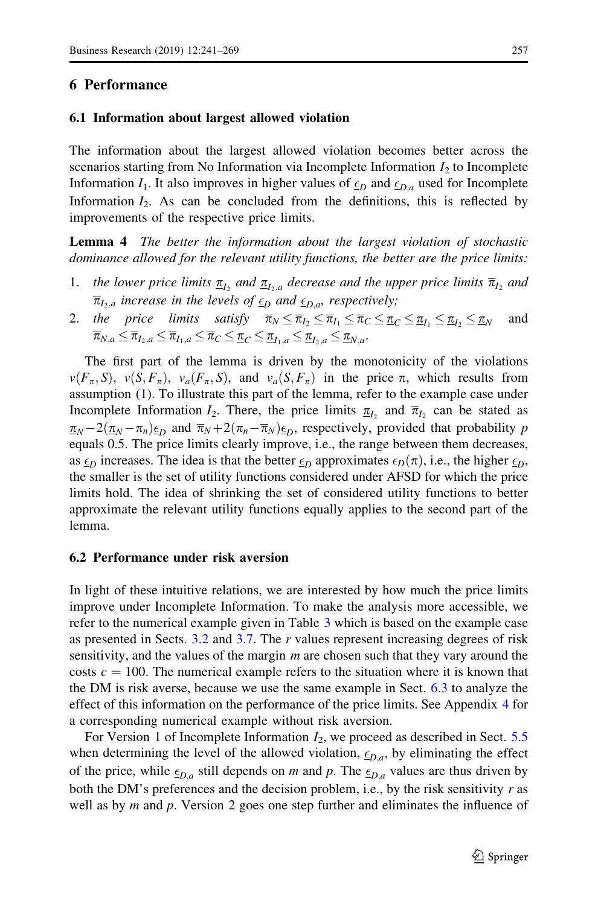## 6 Performance

### 6.1 Information about largest allowed violation

The information about the largest allowed violation becomes better across the scenarios starting from No Information via Incomplete Information $I_2$ to Incomplete Information $I_1$. It also improves in higher values of $\underline{\epsilon}_D$ and $\underline{\epsilon}_{D,a}$ used for Incomplete Information $I_2$. As can be concluded from the definitions, this is reflected by improvements of the respective price limits.

**Lemma 4** *The better the information about the largest violation of stochastic dominance allowed for the relevant utility functions, the better are the price limits:*

1. *the lower price limits $\underline{\pi}_{I_2}$ and $\underline{\pi}_{I_2,a}$ decrease and the upper price limits $\overline{\pi}_{I_2}$ and $\overline{\pi}_{I_2,a}$ increase in the levels of $\underline{\epsilon}_D$ and $\underline{\epsilon}_{D,a}$, respectively;*
2. *the price limits satisfy $\overline{\pi}_N \leq \overline{\pi}_{I_2} \leq \overline{\pi}_{I_1} \leq \overline{\pi}_C \leq \underline{\pi}_C \leq \underline{\pi}_{I_1} \leq \underline{\pi}_{I_2} \leq \underline{\pi}_N$ and $\overline{\pi}_{N,a} \leq \overline{\pi}_{I_2,a} \leq \overline{\pi}_{I_1,a} \leq \overline{\pi}_C \leq \underline{\pi}_C \leq \underline{\pi}_{I_1,a} \leq \underline{\pi}_{I_2,a} \leq \underline{\pi}_{N,a}$.*

The first part of the lemma is driven by the monotonicity of the violations $v(F_\pi, S)$, $v(S, F_\pi)$, $v_a(F_\pi, S)$, and $v_a(S, F_\pi)$ in the price $\pi$, which results from assumption (1). To illustrate this part of the lemma, refer to the example case under Incomplete Information $I_2$. There, the price limits $\underline{\pi}_{I_2}$ and $\overline{\pi}_{I_2}$ can be stated as $\underline{\pi}_N - 2(\underline{\pi}_N - \pi_n)\underline{\epsilon}_D$ and $\overline{\pi}_N + 2(\pi_n - \overline{\pi}_N)\underline{\epsilon}_D$, respectively, provided that probability $p$ equals 0.5. The price limits clearly improve, i.e., the range between them decreases, as $\underline{\epsilon}_D$ increases. The idea is that the better $\underline{\epsilon}_D$ approximates $\epsilon_D(\pi)$, i.e., the higher $\underline{\epsilon}_D$, the smaller is the set of utility functions considered under AFSD for which the price limits hold. The idea of shrinking the set of considered utility functions to better approximate the relevant utility functions equally applies to the second part of the lemma.

### 6.2 Performance under risk aversion

In light of these intuitive relations, we are interested by how much the price limits improve under Incomplete Information. To make the analysis more accessible, we refer to the numerical example given in Table 3 which is based on the example case as presented in Sects. 3.2 and 3.7. The $r$ values represent increasing degrees of risk sensitivity, and the values of the margin $m$ are chosen such that they vary around the costs $c = 100$. The numerical example refers to the situation where it is known that the DM is risk averse, because we use the same example in Sect. 6.3 to analyze the effect of this information on the performance of the price limits. See Appendix 4 for a corresponding numerical example without risk aversion.

For Version 1 of Incomplete Information $I_2$, we proceed as described in Sect. 5.5 when determining the level of the allowed violation, $\underline{\epsilon}_{D,a}$, by eliminating the effect of the price, while $\underline{\epsilon}_{D,a}$ still depends on $m$ and $p$. The $\underline{\epsilon}_{D,a}$ values are thus driven by both the DM's preferences and the decision problem, i.e., by the risk sensitivity $r$ as well as by $m$ and $p$. Version 2 goes one step further and eliminates the influence of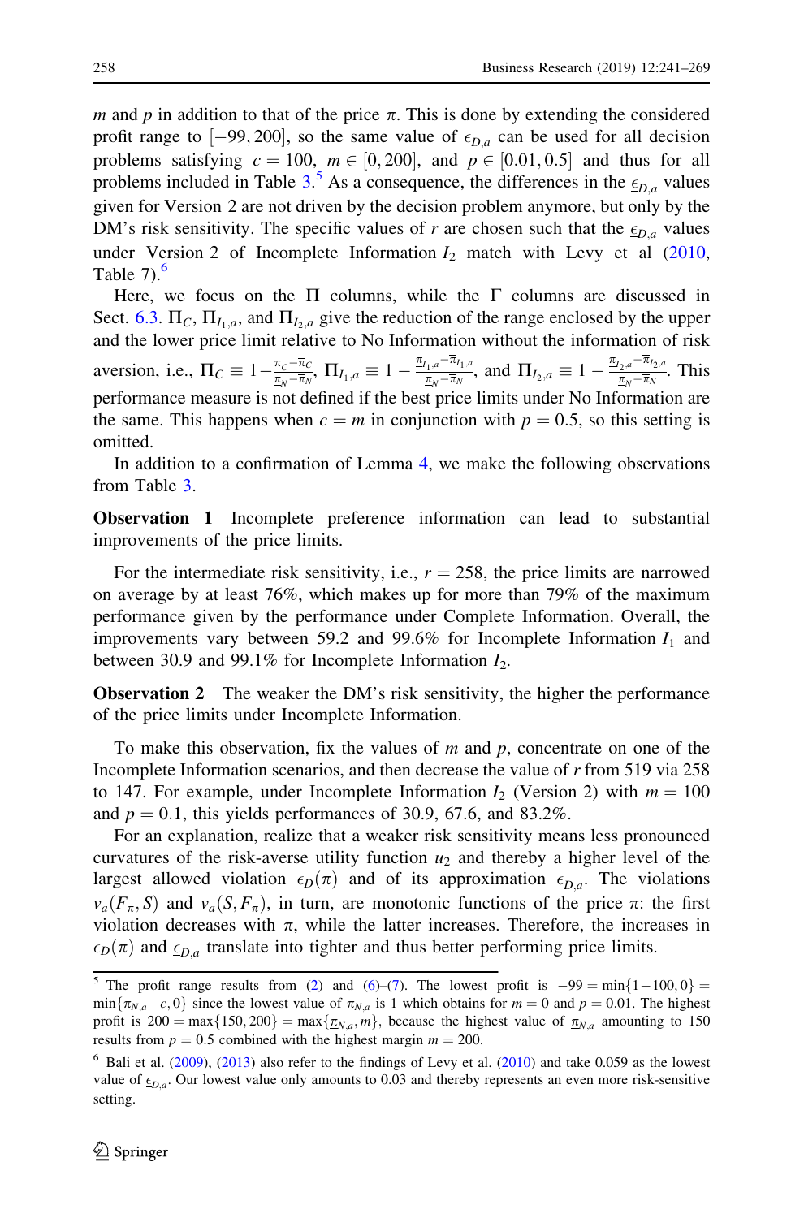$m$ and $p$ in addition to that of the price $\pi$. This is done by extending the considered profit range to $[-99, 200]$, so the same value of $\underline{\epsilon}_{D,a}$ can be used for all decision problems satisfying $c = 100$, $m \in [0, 200]$, and $p \in [0.01, 0.5]$ and thus for all problems included in Table 3.[5] As a consequence, the differences in the $\underline{\epsilon}_{D,a}$ values given for Version 2 are not driven by the decision problem anymore, but only by the DM's risk sensitivity. The specific values of $r$ are chosen such that the $\underline{\epsilon}_{D,a}$ values under Version 2 of Incomplete Information $I_2$ match with Levy et al (2010, Table 7).[6]

Here, we focus on the $\Pi$ columns, while the $\Gamma$ columns are discussed in Sect. 6.3. $\Pi_C$, $\Pi_{I_1,a}$, and $\Pi_{I_2,a}$ give the reduction of the range enclosed by the upper and the lower price limit relative to No Information without the information of risk aversion, i.e., $\Pi_C \equiv 1 - \frac{\underline{\pi}_C - \overline{\pi}_C}{\underline{\pi}_N - \overline{\pi}_N}$, $\Pi_{I_1,a} \equiv 1 - \frac{\underline{\pi}_{I_1,a} - \overline{\pi}_{I_1,a}}{\underline{\pi}_N - \overline{\pi}_N}$, and $\Pi_{I_2,a} \equiv 1 - \frac{\underline{\pi}_{I_2,a} - \overline{\pi}_{I_2,a}}{\underline{\pi}_N - \overline{\pi}_N}$. This performance measure is not defined if the best price limits under No Information are the same. This happens when $c = m$ in conjunction with $p = 0.5$, so this setting is omitted.

In addition to a confirmation of Lemma 4, we make the following observations from Table 3.

**Observation 1** Incomplete preference information can lead to substantial improvements of the price limits.

For the intermediate risk sensitivity, i.e., $r = 258$, the price limits are narrowed on average by at least 76%, which makes up for more than 79% of the maximum performance given by the performance under Complete Information. Overall, the improvements vary between 59.2 and 99.6% for Incomplete Information $I_1$ and between 30.9 and 99.1% for Incomplete Information $I_2$.

**Observation 2** The weaker the DM's risk sensitivity, the higher the performance of the price limits under Incomplete Information.

To make this observation, fix the values of $m$ and $p$, concentrate on one of the Incomplete Information scenarios, and then decrease the value of $r$ from 519 via 258 to 147. For example, under Incomplete Information $I_2$ (Version 2) with $m = 100$ and $p = 0.1$, this yields performances of 30.9, 67.6, and 83.2%.

For an explanation, realize that a weaker risk sensitivity means less pronounced curvatures of the risk-averse utility function $u_2$ and thereby a higher level of the largest allowed violation $\epsilon_D(\pi)$ and of its approximation $\underline{\epsilon}_{D,a}$. The violations $v_a(F_\pi, S)$ and $v_a(S, F_\pi)$, in turn, are monotonic functions of the price $\pi$: the first violation decreases with $\pi$, while the latter increases. Therefore, the increases in $\epsilon_D(\pi)$ and $\underline{\epsilon}_{D,a}$ translate into tighter and thus better performing price limits.

---

[5] The profit range results from (2) and (6)–(7). The lowest profit is $-99 = \min\{1-100, 0\} = \min\{\overline{\pi}_{N,a} - c, 0\}$ since the lowest value of $\overline{\pi}_{N,a}$ is 1 which obtains for $m = 0$ and $p = 0.01$. The highest profit is $200 = \max\{150, 200\} = \max\{\underline{\pi}_{N,a}, m\}$, because the highest value of $\underline{\pi}_{N,a}$ amounting to 150 results from $p = 0.5$ combined with the highest margin $m = 200$.

[6] Bali et al. (2009), (2013) also refer to the findings of Levy et al. (2010) and take 0.059 as the lowest value of $\underline{\epsilon}_{D,a}$. Our lowest value only amounts to 0.03 and thereby represents an even more risk-sensitive setting.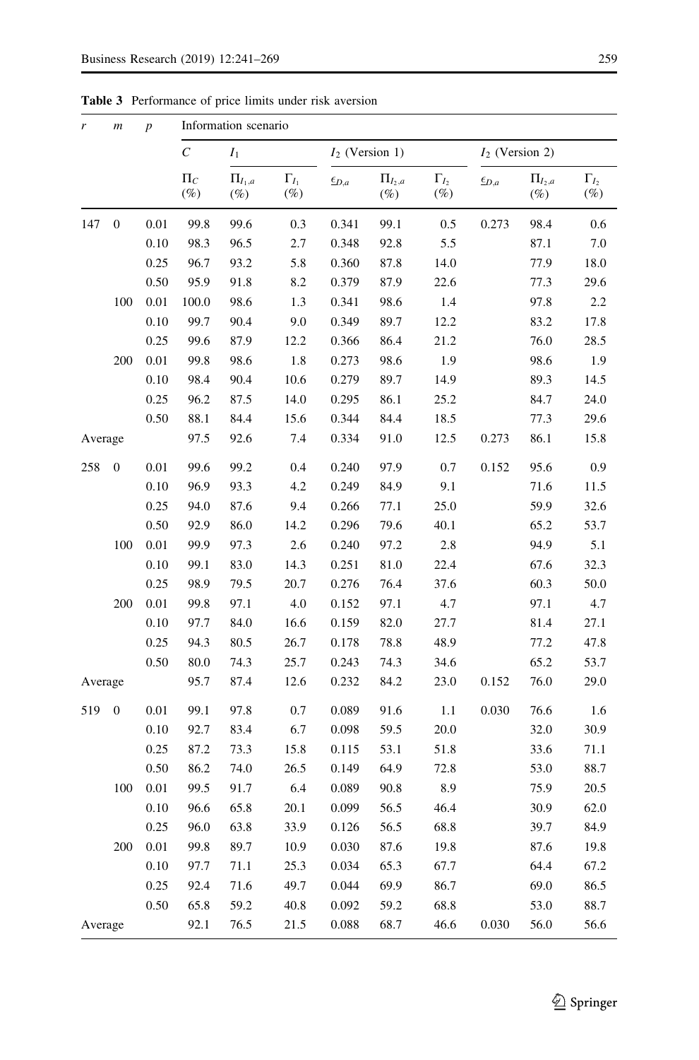**Table 3** Performance of price limits under risk aversion

| $r$ | $m$ | $p$ | Information scenario | | | | | | | | |
|---|---|---|---|---|---|---|---|---|---|---|---|
| | | | $C$ | $I_1$ | | $I_2$ (Version 1) | | | $I_2$ (Version 2) | | |
| | | | $\Pi_C$ (%) | $\Pi_{I_1,a}$ (%) | $\Gamma_{I_1}$ (%) | $\underline{c}_{D,a}$ | $\Pi_{I_2,a}$ (%) | $\Gamma_{I_2}$ (%) | $\underline{c}_{D,a}$ | $\Pi_{I_2,a}$ (%) | $\Gamma_{I_2}$ (%) |
| 147 | 0 | 0.01 | 99.8 | 99.6 | 0.3 | 0.341 | 99.1 | 0.5 | 0.273 | 98.4 | 0.6 |
| | | 0.10 | 98.3 | 96.5 | 2.7 | 0.348 | 92.8 | 5.5 | | 87.1 | 7.0 |
| | | 0.25 | 96.7 | 93.2 | 5.8 | 0.360 | 87.8 | 14.0 | | 77.9 | 18.0 |
| | | 0.50 | 95.9 | 91.8 | 8.2 | 0.379 | 87.9 | 22.6 | | 77.3 | 29.6 |
| | 100 | 0.01 | 100.0 | 98.6 | 1.3 | 0.341 | 98.6 | 1.4 | | 97.8 | 2.2 |
| | | 0.10 | 99.7 | 90.4 | 9.0 | 0.349 | 89.7 | 12.2 | | 83.2 | 17.8 |
| | | 0.25 | 99.6 | 87.9 | 12.2 | 0.366 | 86.4 | 21.2 | | 76.0 | 28.5 |
| | 200 | 0.01 | 99.8 | 98.6 | 1.8 | 0.273 | 98.6 | 1.9 | | 98.6 | 1.9 |
| | | 0.10 | 98.4 | 90.4 | 10.6 | 0.279 | 89.7 | 14.9 | | 89.3 | 14.5 |
| | | 0.25 | 96.2 | 87.5 | 14.0 | 0.295 | 86.1 | 25.2 | | 84.7 | 24.0 |
| | | 0.50 | 88.1 | 84.4 | 15.6 | 0.344 | 84.4 | 18.5 | | 77.3 | 29.6 |
| Average | | | 97.5 | 92.6 | 7.4 | 0.334 | 91.0 | 12.5 | 0.273 | 86.1 | 15.8 |
| 258 | 0 | 0.01 | 99.6 | 99.2 | 0.4 | 0.240 | 97.9 | 0.7 | 0.152 | 95.6 | 0.9 |
| | | 0.10 | 96.9 | 93.3 | 4.2 | 0.249 | 84.9 | 9.1 | | 71.6 | 11.5 |
| | | 0.25 | 94.0 | 87.6 | 9.4 | 0.266 | 77.1 | 25.0 | | 59.9 | 32.6 |
| | | 0.50 | 92.9 | 86.0 | 14.2 | 0.296 | 79.6 | 40.1 | | 65.2 | 53.7 |
| | 100 | 0.01 | 99.9 | 97.3 | 2.6 | 0.240 | 97.2 | 2.8 | | 94.9 | 5.1 |
| | | 0.10 | 99.1 | 83.0 | 14.3 | 0.251 | 81.0 | 22.4 | | 67.6 | 32.3 |
| | | 0.25 | 98.9 | 79.5 | 20.7 | 0.276 | 76.4 | 37.6 | | 60.3 | 50.0 |
| | 200 | 0.01 | 99.8 | 97.1 | 4.0 | 0.152 | 97.1 | 4.7 | | 97.1 | 4.7 |
| | | 0.10 | 97.7 | 84.0 | 16.6 | 0.159 | 82.0 | 27.7 | | 81.4 | 27.1 |
| | | 0.25 | 94.3 | 80.5 | 26.7 | 0.178 | 78.8 | 48.9 | | 77.2 | 47.8 |
| | | 0.50 | 80.0 | 74.3 | 25.7 | 0.243 | 74.3 | 34.6 | | 65.2 | 53.7 |
| Average | | | 95.7 | 87.4 | 12.6 | 0.232 | 84.2 | 23.0 | 0.152 | 76.0 | 29.0 |
| 519 | 0 | 0.01 | 99.1 | 97.8 | 0.7 | 0.089 | 91.6 | 1.1 | 0.030 | 76.6 | 1.6 |
| | | 0.10 | 92.7 | 83.4 | 6.7 | 0.098 | 59.5 | 20.0 | | 32.0 | 30.9 |
| | | 0.25 | 87.2 | 73.3 | 15.8 | 0.115 | 53.1 | 51.8 | | 33.6 | 71.1 |
| | | 0.50 | 86.2 | 74.0 | 26.5 | 0.149 | 64.9 | 72.8 | | 53.0 | 88.7 |
| | 100 | 0.01 | 99.5 | 91.7 | 6.4 | 0.089 | 90.8 | 8.9 | | 75.9 | 20.5 |
| | | 0.10 | 96.6 | 65.8 | 20.1 | 0.099 | 56.5 | 46.4 | | 30.9 | 62.0 |
| | | 0.25 | 96.0 | 63.8 | 33.9 | 0.126 | 56.5 | 68.8 | | 39.7 | 84.9 |
| | 200 | 0.01 | 99.8 | 89.7 | 10.9 | 0.030 | 87.6 | 19.8 | | 87.6 | 19.8 |
| | | 0.10 | 97.7 | 71.1 | 25.3 | 0.034 | 65.3 | 67.7 | | 64.4 | 67.2 |
| | | 0.25 | 92.4 | 71.6 | 49.7 | 0.044 | 69.9 | 86.7 | | 69.0 | 86.5 |
| | | 0.50 | 65.8 | 59.2 | 40.8 | 0.092 | 59.2 | 68.8 | | 53.0 | 88.7 |
| Average | | | 92.1 | 76.5 | 21.5 | 0.088 | 68.7 | 46.6 | 0.030 | 56.0 | 56.6 |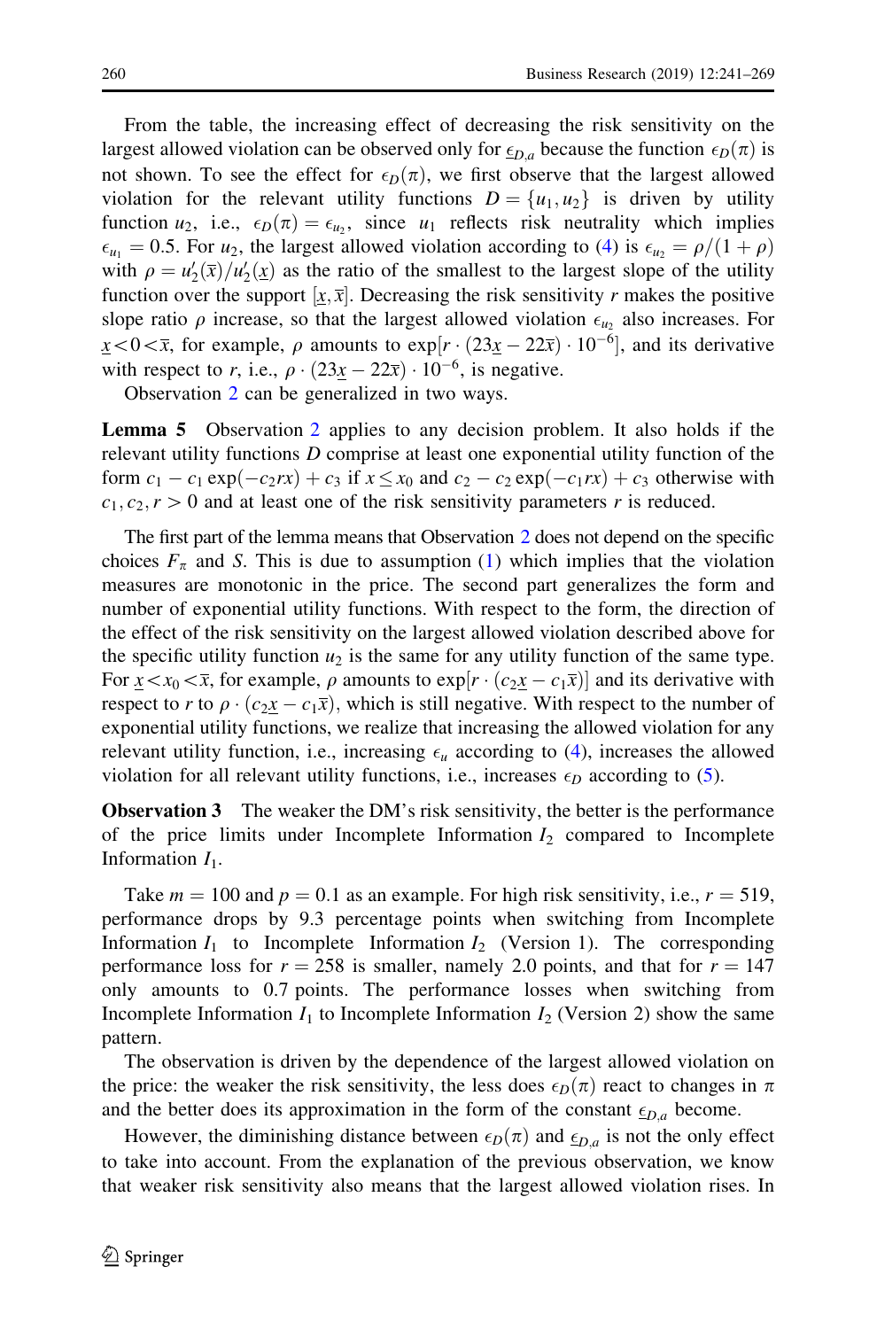From the table, the increasing effect of decreasing the risk sensitivity on the largest allowed violation can be observed only for $\underline{\epsilon}_{D,a}$ because the function $\epsilon_D(\pi)$ is not shown. To see the effect for $\epsilon_D(\pi)$, we first observe that the largest allowed violation for the relevant utility functions $D = \{u_1, u_2\}$ is driven by utility function $u_2$, i.e., $\epsilon_D(\pi) = \epsilon_{u_2}$, since $u_1$ reflects risk neutrality which implies $\epsilon_{u_1} = 0.5$. For $u_2$, the largest allowed violation according to (4) is $\epsilon_{u_2} = \rho/(1+\rho)$ with $\rho = u_2'(\overline{x})/u_2'(\underline{x})$ as the ratio of the smallest to the largest slope of the utility function over the support $[\underline{x}, \overline{x}]$. Decreasing the risk sensitivity $r$ makes the positive slope ratio $\rho$ increase, so that the largest allowed violation $\epsilon_{u_2}$ also increases. For $\underline{x} < 0 < \overline{x}$, for example, $\rho$ amounts to $\exp[r \cdot (23\underline{x} - 22\overline{x}) \cdot 10^{-6}]$, and its derivative with respect to $r$, i.e., $\rho \cdot (23\underline{x} - 22\overline{x}) \cdot 10^{-6}$, is negative.

Observation 2 can be generalized in two ways.

**Lemma 5** Observation 2 applies to any decision problem. It also holds if the relevant utility functions $D$ comprise at least one exponential utility function of the form $c_1 - c_1 \exp(-c_2 rx) + c_3$ if $x \leq x_0$ and $c_2 - c_2 \exp(-c_1 rx) + c_3$ otherwise with $c_1, c_2, r > 0$ and at least one of the risk sensitivity parameters $r$ is reduced.

The first part of the lemma means that Observation 2 does not depend on the specific choices $F_\pi$ and $S$. This is due to assumption (1) which implies that the violation measures are monotonic in the price. The second part generalizes the form and number of exponential utility functions. With respect to the form, the direction of the effect of the risk sensitivity on the largest allowed violation described above for the specific utility function $u_2$ is the same for any utility function of the same type. For $\underline{x} < x_0 < \overline{x}$, for example, $\rho$ amounts to $\exp[r \cdot (c_2\underline{x} - c_1\overline{x})]$ and its derivative with respect to $r$ to $\rho \cdot (c_2\underline{x} - c_1\overline{x})$, which is still negative. With respect to the number of exponential utility functions, we realize that increasing the allowed violation for any relevant utility function, i.e., increasing $\epsilon_u$ according to (4), increases the allowed violation for all relevant utility functions, i.e., increases $\epsilon_D$ according to (5).

**Observation 3** The weaker the DM's risk sensitivity, the better is the performance of the price limits under Incomplete Information $I_2$ compared to Incomplete Information $I_1$.

Take $m = 100$ and $p = 0.1$ as an example. For high risk sensitivity, i.e., $r = 519$, performance drops by 9.3 percentage points when switching from Incomplete Information $I_1$ to Incomplete Information $I_2$ (Version 1). The corresponding performance loss for $r = 258$ is smaller, namely 2.0 points, and that for $r = 147$ only amounts to 0.7 points. The performance losses when switching from Incomplete Information $I_1$ to Incomplete Information $I_2$ (Version 2) show the same pattern.

The observation is driven by the dependence of the largest allowed violation on the price: the weaker the risk sensitivity, the less does $\epsilon_D(\pi)$ react to changes in $\pi$ and the better does its approximation in the form of the constant $\underline{\epsilon}_{D,a}$ become.

However, the diminishing distance between $\epsilon_D(\pi)$ and $\underline{\epsilon}_{D,a}$ is not the only effect to take into account. From the explanation of the previous observation, we know that weaker risk sensitivity also means that the largest allowed violation rises. In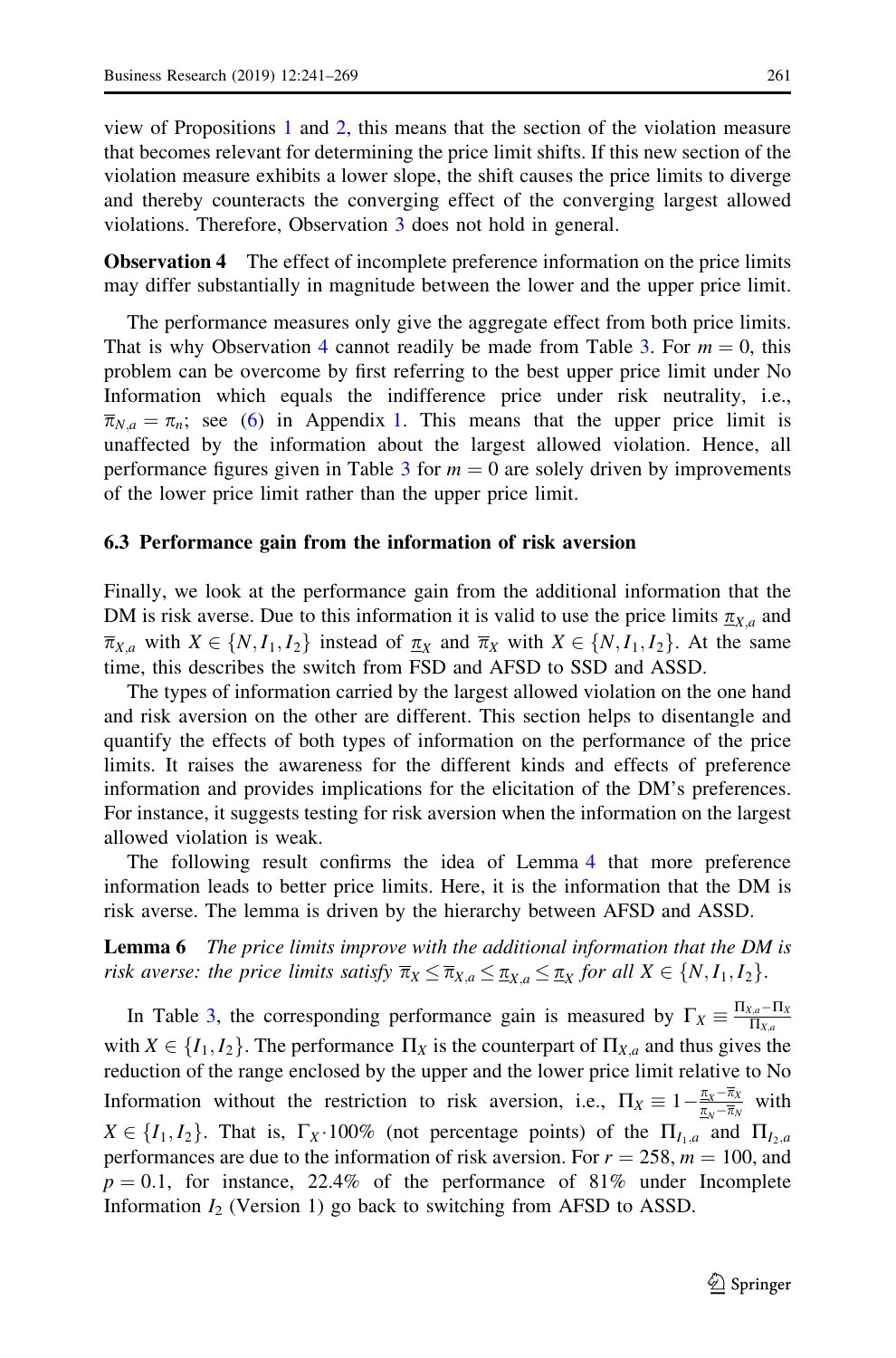view of Propositions 1 and 2, this means that the section of the violation measure that becomes relevant for determining the price limit shifts. If this new section of the violation measure exhibits a lower slope, the shift causes the price limits to diverge and thereby counteracts the converging effect of the converging largest allowed violations. Therefore, Observation 3 does not hold in general.

**Observation 4** The effect of incomplete preference information on the price limits may differ substantially in magnitude between the lower and the upper price limit.

The performance measures only give the aggregate effect from both price limits. That is why Observation 4 cannot readily be made from Table 3. For $m = 0$, this problem can be overcome by first referring to the best upper price limit under No Information which equals the indifference price under risk neutrality, i.e., $\overline{\pi}_{N,a} = \pi_n$; see (6) in Appendix 1. This means that the upper price limit is unaffected by the information about the largest allowed violation. Hence, all performance figures given in Table 3 for $m = 0$ are solely driven by improvements of the lower price limit rather than the upper price limit.

### 6.3 Performance gain from the information of risk aversion

Finally, we look at the performance gain from the additional information that the DM is risk averse. Due to this information it is valid to use the price limits $\underline{\pi}_{X,a}$ and $\overline{\pi}_{X,a}$ with $X \in \{N, I_1, I_2\}$ instead of $\underline{\pi}_X$ and $\overline{\pi}_X$ with $X \in \{N, I_1, I_2\}$. At the same time, this describes the switch from FSD and AFSD to SSD and ASSD.

The types of information carried by the largest allowed violation on the one hand and risk aversion on the other are different. This section helps to disentangle and quantify the effects of both types of information on the performance of the price limits. It raises the awareness for the different kinds and effects of preference information and provides implications for the elicitation of the DM's preferences. For instance, it suggests testing for risk aversion when the information on the largest allowed violation is weak.

The following result confirms the idea of Lemma 4 that more preference information leads to better price limits. Here, it is the information that the DM is risk averse. The lemma is driven by the hierarchy between AFSD and ASSD.

**Lemma 6** *The price limits improve with the additional information that the DM is risk averse: the price limits satisfy* $\overline{\pi}_X \leq \overline{\pi}_{X,a} \leq \underline{\pi}_{X,a} \leq \underline{\pi}_X$ *for all* $X \in \{N, I_1, I_2\}$.

In Table 3, the corresponding performance gain is measured by $\Gamma_X \equiv \frac{\Pi_{X,a} - \Pi_X}{\Pi_{X,a}}$ with $X \in \{I_1, I_2\}$. The performance $\Pi_X$ is the counterpart of $\Pi_{X,a}$ and thus gives the reduction of the range enclosed by the upper and the lower price limit relative to No Information without the restriction to risk aversion, i.e., $\Pi_X \equiv 1 - \frac{\underline{\pi}_X - \overline{\pi}_X}{\underline{\pi}_N - \overline{\pi}_N}$ with $X \in \{I_1, I_2\}$. That is, $\Gamma_X \cdot 100\%$ (not percentage points) of the $\Pi_{I_1,a}$ and $\Pi_{I_2,a}$ performances are due to the information of risk aversion. For $r = 258$, $m = 100$, and $p = 0.1$, for instance, 22.4% of the performance of 81% under Incomplete Information $I_2$ (Version 1) go back to switching from AFSD to ASSD.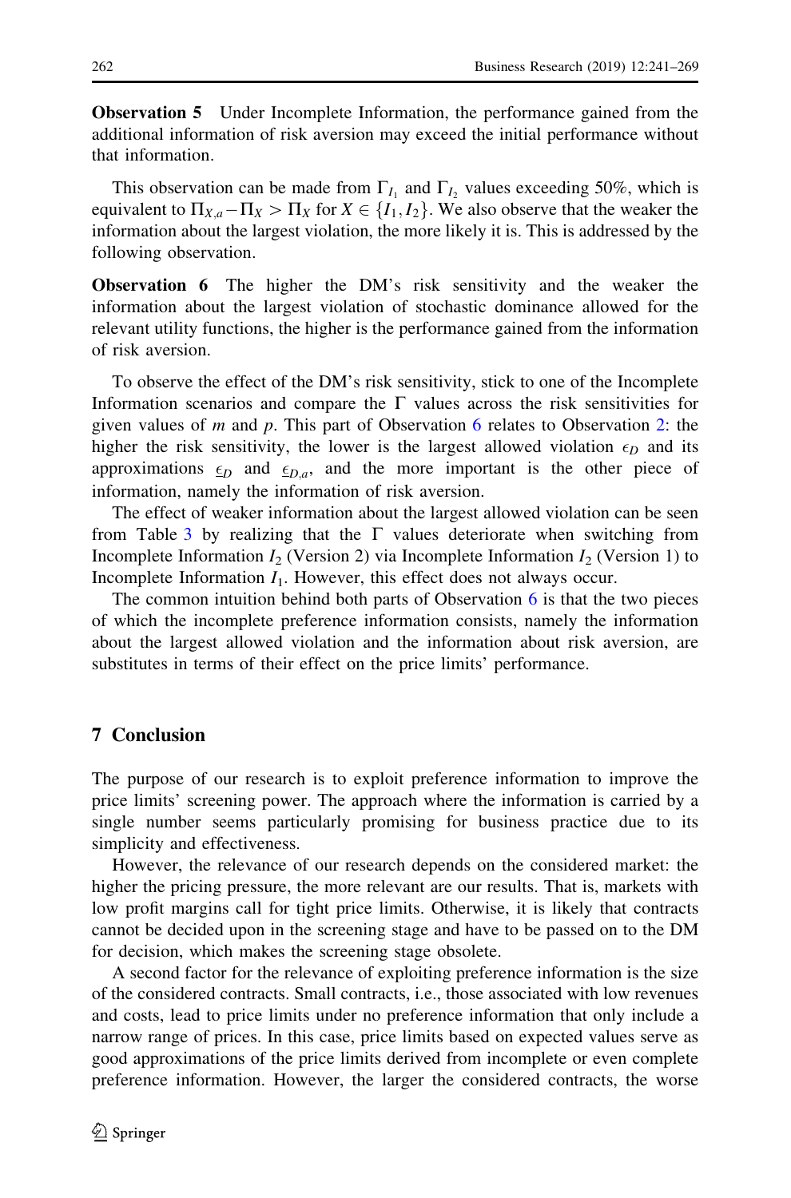**Observation 5** Under Incomplete Information, the performance gained from the additional information of risk aversion may exceed the initial performance without that information.

This observation can be made from $\Gamma_{I_1}$ and $\Gamma_{I_2}$ values exceeding 50%, which is equivalent to $\Pi_{X,a} - \Pi_X > \Pi_X$ for $X \in \{I_1, I_2\}$. We also observe that the weaker the information about the largest violation, the more likely it is. This is addressed by the following observation.

**Observation 6** The higher the DM's risk sensitivity and the weaker the information about the largest violation of stochastic dominance allowed for the relevant utility functions, the higher is the performance gained from the information of risk aversion.

To observe the effect of the DM's risk sensitivity, stick to one of the Incomplete Information scenarios and compare the $\Gamma$ values across the risk sensitivities for given values of $m$ and $p$. This part of Observation 6 relates to Observation 2: the higher the risk sensitivity, the lower is the largest allowed violation $\epsilon_D$ and its approximations $\underline{\epsilon}_D$ and $\underline{\epsilon}_{D,a}$, and the more important is the other piece of information, namely the information of risk aversion.

The effect of weaker information about the largest allowed violation can be seen from Table 3 by realizing that the $\Gamma$ values deteriorate when switching from Incomplete Information $I_2$ (Version 2) via Incomplete Information $I_2$ (Version 1) to Incomplete Information $I_1$. However, this effect does not always occur.

The common intuition behind both parts of Observation 6 is that the two pieces of which the incomplete preference information consists, namely the information about the largest allowed violation and the information about risk aversion, are substitutes in terms of their effect on the price limits' performance.

## 7 Conclusion

The purpose of our research is to exploit preference information to improve the price limits' screening power. The approach where the information is carried by a single number seems particularly promising for business practice due to its simplicity and effectiveness.

However, the relevance of our research depends on the considered market: the higher the pricing pressure, the more relevant are our results. That is, markets with low profit margins call for tight price limits. Otherwise, it is likely that contracts cannot be decided upon in the screening stage and have to be passed on to the DM for decision, which makes the screening stage obsolete.

A second factor for the relevance of exploiting preference information is the size of the considered contracts. Small contracts, i.e., those associated with low revenues and costs, lead to price limits under no preference information that only include a narrow range of prices. In this case, price limits based on expected values serve as good approximations of the price limits derived from incomplete or even complete preference information. However, the larger the considered contracts, the worse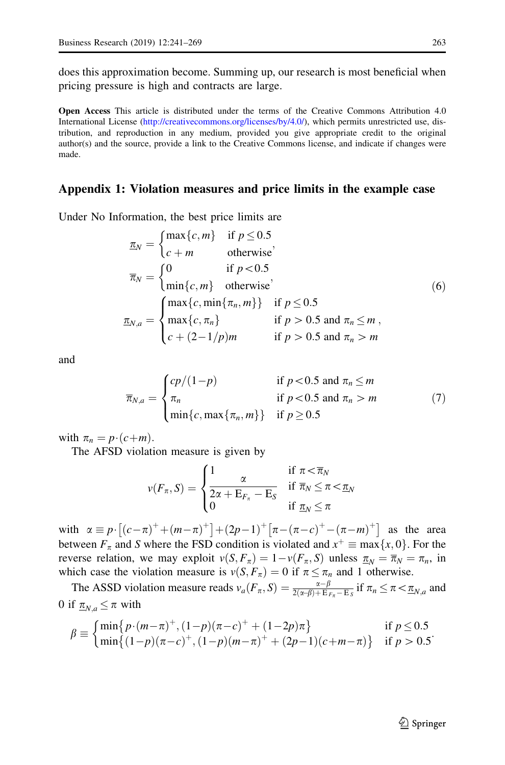does this approximation become. Summing up, our research is most beneficial when pricing pressure is high and contracts are large.

**Open Access** This article is distributed under the terms of the Creative Commons Attribution 4.0 International License (http://creativecommons.org/licenses/by/4.0/), which permits unrestricted use, distribution, and reproduction in any medium, provided you give appropriate credit to the original author(s) and the source, provide a link to the Creative Commons license, and indicate if changes were made.

## Appendix 1: Violation measures and price limits in the example case

Under No Information, the best price limits are

$$
\begin{aligned}
\underline{\pi}_N &= \begin{cases} \max\{c, m\} & \text{if } p \le 0.5 \\ c + m & \text{otherwise} \end{cases}, \\
\overline{\pi}_N &= \begin{cases} 0 & \text{if } p < 0.5 \\ \min\{c, m\} & \text{otherwise} \end{cases}, \\
\underline{\pi}_{N,a} &= \begin{cases} \max\{c, \min\{\pi_n, m\}\} & \text{if } p \le 0.5 \\ \max\{c, \pi_n\} & \text{if } p > 0.5 \text{ and } \pi_n \le m \\ c + (2 - 1/p)m & \text{if } p > 0.5 \text{ and } \pi_n > m \end{cases},
\end{aligned}
\tag{6}
$$

and

$$
\overline{\pi}_{N,a} = \begin{cases} cp/(1-p) & \text{if } p < 0.5 \text{ and } \pi_n \le m \\ \pi_n & \text{if } p < 0.5 \text{ and } \pi_n > m \\ \min\{c, \max\{\pi_n, m\}\} & \text{if } p \ge 0.5 \end{cases}
\tag{7}
$$

with $\pi_n = p \cdot (c + m)$.

The AFSD violation measure is given by

$$
v(F_\pi, S) = \begin{cases} 1 & \text{if } \pi < \overline{\pi}_N \\ \dfrac{\alpha}{2\alpha + \mathrm{E}_{F_\pi} - \mathrm{E}_S} & \text{if } \overline{\pi}_N \le \pi < \underline{\pi}_N \\ 0 & \text{if } \underline{\pi}_N \le \pi \end{cases}
$$

with $\alpha \equiv p \cdot \left[(c - \pi)^+ + (m - \pi)^+\right] + (2p - 1)^+ \left[\pi - (\pi - c)^+ - (\pi - m)^+\right]$ as the area between $F_\pi$ and $S$ where the FSD condition is violated and $x^+ \equiv \max\{x, 0\}$. For the reverse relation, we may exploit $v(S, F_\pi) = 1 - v(F_\pi, S)$ unless $\underline{\pi}_N = \overline{\pi}_N = \pi_n$, in which case the violation measure is $v(S, F_\pi) = 0$ if $\pi \le \pi_n$ and 1 otherwise.

The ASSD violation measure reads $v_a(F_\pi, S) = \frac{\alpha - \beta}{2(\alpha - \beta) + \mathrm{E}_{F_\pi} - \mathrm{E}_S}$ if $\pi_n \le \pi < \underline{\pi}_{N,a}$ and 0 if $\underline{\pi}_{N,a} \le \pi$ with

$$
\beta \equiv \begin{cases} \min\{p \cdot (m - \pi)^+, (1-p)(\pi - c)^+ + (1 - 2p)\pi\} & \text{if } p \le 0.5 \\ \min\{(1-p)(\pi - c)^+, (1-p)(m - \pi)^+ + (2p - 1)(c + m - \pi)\} & \text{if } p > 0.5 \end{cases}.
$$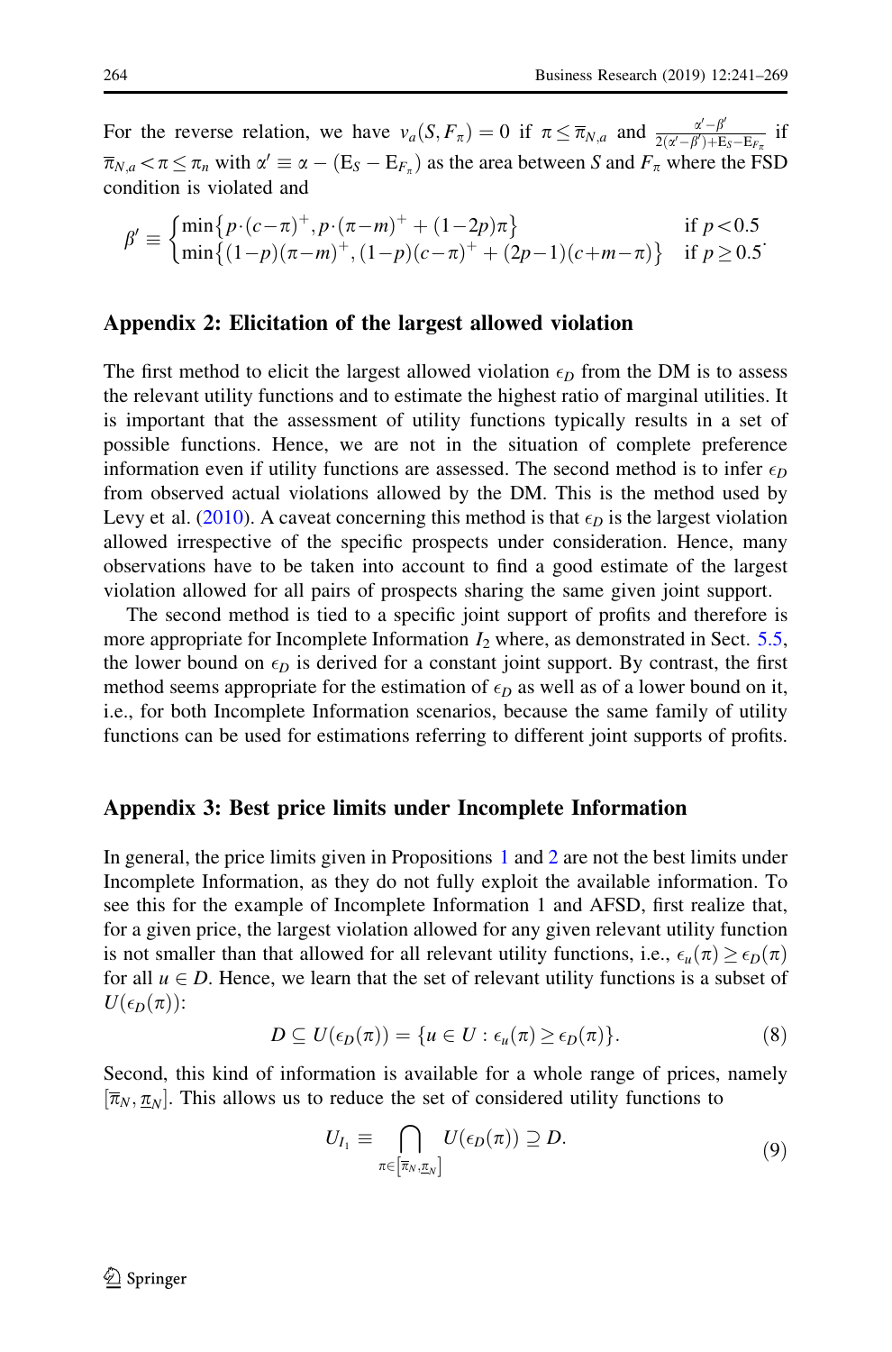For the reverse relation, we have $v_a(S, F_\pi) = 0$ if $\pi \leq \overline{\pi}_{N,a}$ and $\frac{\alpha' - \beta'}{2(\alpha' - \beta') + \mathrm{E}_S - \mathrm{E}_{F_\pi}}$ if $\overline{\pi}_{N,a} < \pi \leq \pi_n$ with $\alpha' \equiv \alpha - (\mathrm{E}_S - \mathrm{E}_{F_\pi})$ as the area between $S$ and $F_\pi$ where the FSD condition is violated and

$$\beta' \equiv \begin{cases} \min\{p\cdot(c-\pi)^+, p\cdot(\pi-m)^+ + (1-2p)\pi\} & \text{if } p < 0.5 \\ \min\{(1-p)(\pi-m)^+, (1-p)(c-\pi)^+ + (2p-1)(c+m-\pi)\} & \text{if } p \geq 0.5 \end{cases}.$$

## Appendix 2: Elicitation of the largest allowed violation

The first method to elicit the largest allowed violation $\epsilon_D$ from the DM is to assess the relevant utility functions and to estimate the highest ratio of marginal utilities. It is important that the assessment of utility functions typically results in a set of possible functions. Hence, we are not in the situation of complete preference information even if utility functions are assessed. The second method is to infer $\epsilon_D$ from observed actual violations allowed by the DM. This is the method used by Levy et al. (2010). A caveat concerning this method is that $\epsilon_D$ is the largest violation allowed irrespective of the specific prospects under consideration. Hence, many observations have to be taken into account to find a good estimate of the largest violation allowed for all pairs of prospects sharing the same given joint support.

The second method is tied to a specific joint support of profits and therefore is more appropriate for Incomplete Information $I_2$ where, as demonstrated in Sect. 5.5, the lower bound on $\epsilon_D$ is derived for a constant joint support. By contrast, the first method seems appropriate for the estimation of $\epsilon_D$ as well as of a lower bound on it, i.e., for both Incomplete Information scenarios, because the same family of utility functions can be used for estimations referring to different joint supports of profits.

## Appendix 3: Best price limits under Incomplete Information

In general, the price limits given in Propositions 1 and 2 are not the best limits under Incomplete Information, as they do not fully exploit the available information. To see this for the example of Incomplete Information 1 and AFSD, first realize that, for a given price, the largest violation allowed for any given relevant utility function is not smaller than that allowed for all relevant utility functions, i.e., $\epsilon_u(\pi) \geq \epsilon_D(\pi)$ for all $u \in D$. Hence, we learn that the set of relevant utility functions is a subset of $U(\epsilon_D(\pi))$:

$$D \subseteq U(\epsilon_D(\pi)) = \{u \in U : \epsilon_u(\pi) \geq \epsilon_D(\pi)\}. \tag{8}$$

Second, this kind of information is available for a whole range of prices, namely $[\overline{\pi}_N, \underline{\pi}_N]$. This allows us to reduce the set of considered utility functions to

$$U_{I_1} \equiv \bigcap_{\pi \in [\overline{\pi}_N, \underline{\pi}_N]} U(\epsilon_D(\pi)) \supseteq D. \tag{9}$$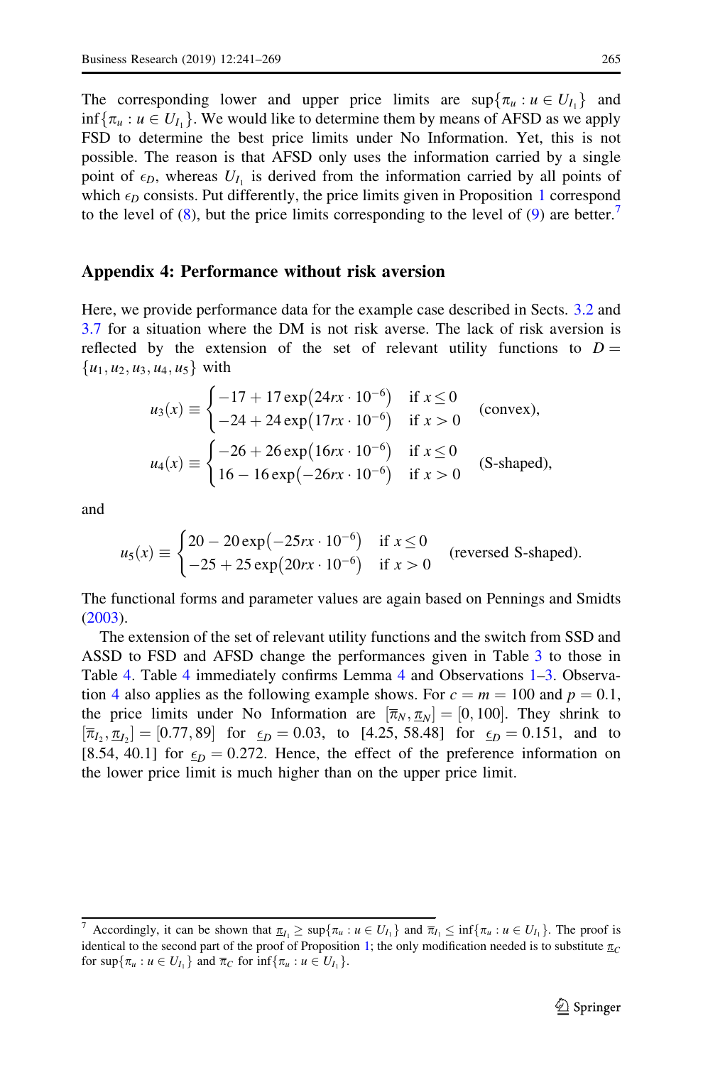The corresponding lower and upper price limits are $\sup\{\pi_u : u \in U_{I_1}\}$ and $\inf\{\pi_u : u \in U_{I_1}\}$. We would like to determine them by means of AFSD as we apply FSD to determine the best price limits under No Information. Yet, this is not possible. The reason is that AFSD only uses the information carried by a single point of $\epsilon_D$, whereas $U_{I_1}$ is derived from the information carried by all points of which $\epsilon_D$ consists. Put differently, the price limits given in Proposition 1 correspond to the level of (8), but the price limits corresponding to the level of (9) are better.[7]

## Appendix 4: Performance without risk aversion

Here, we provide performance data for the example case described in Sects. 3.2 and 3.7 for a situation where the DM is not risk averse. The lack of risk aversion is reflected by the extension of the set of relevant utility functions to $D = \{u_1, u_2, u_3, u_4, u_5\}$ with

$$u_3(x) \equiv \begin{cases} -17 + 17\exp\left(24rx \cdot 10^{-6}\right) & \text{if } x \leq 0 \\ -24 + 24\exp\left(17rx \cdot 10^{-6}\right) & \text{if } x > 0 \end{cases} \quad \text{(convex)},$$

$$u_4(x) \equiv \begin{cases} -26 + 26\exp\left(16rx \cdot 10^{-6}\right) & \text{if } x \leq 0 \\ 16 - 16\exp\left(-26rx \cdot 10^{-6}\right) & \text{if } x > 0 \end{cases} \quad \text{(S-shaped)},$$

and

$$u_5(x) \equiv \begin{cases} 20 - 20\exp\left(-25rx \cdot 10^{-6}\right) & \text{if } x \leq 0 \\ -25 + 25\exp\left(20rx \cdot 10^{-6}\right) & \text{if } x > 0 \end{cases} \quad \text{(reversed S-shaped)}.$$

The functional forms and parameter values are again based on Pennings and Smidts (2003).

The extension of the set of relevant utility functions and the switch from SSD and ASSD to FSD and AFSD change the performances given in Table 3 to those in Table 4. Table 4 immediately confirms Lemma 4 and Observations 1–3. Observation 4 also applies as the following example shows. For $c = m = 100$ and $p = 0.1$, the price limits under No Information are $[\overline{\pi}_N, \underline{\pi}_N] = [0, 100]$. They shrink to $[\overline{\pi}_{I_2}, \underline{\pi}_{I_2}] = [0.77, 89]$ for $\underline{\epsilon}_D = 0.03$, to $[4.25, 58.48]$ for $\underline{\epsilon}_D = 0.151$, and to $[8.54, 40.1]$ for $\underline{\epsilon}_D = 0.272$. Hence, the effect of the preference information on the lower price limit is much higher than on the upper price limit.

---

[7] Accordingly, it can be shown that $\underline{\pi}_{I_1} \geq \sup\{\pi_u : u \in U_{I_1}\}$ and $\overline{\pi}_{I_1} \leq \inf\{\pi_u : u \in U_{I_1}\}$. The proof is identical to the second part of the proof of Proposition 1; the only modification needed is to substitute $\underline{\pi}_C$ for $\sup\{\pi_u : u \in U_{I_1}\}$ and $\overline{\pi}_C$ for $\inf\{\pi_u : u \in U_{I_1}\}$.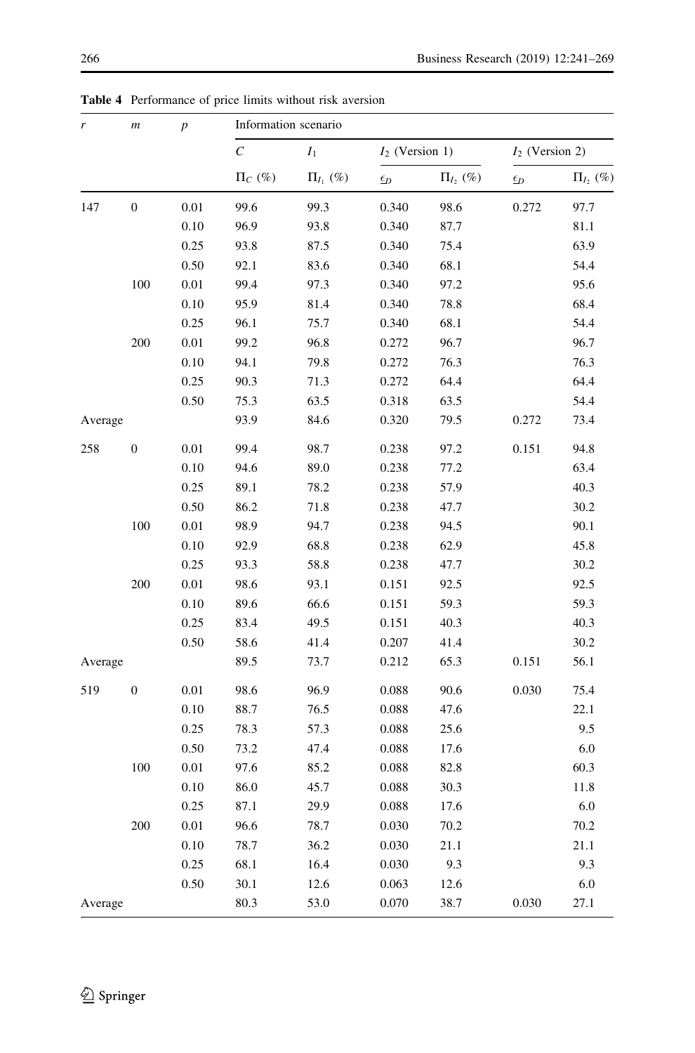**Table 4** Performance of price limits without risk aversion

| $r$ | $m$ | $p$ | Information scenario | | | | | |
|---|---|---|---|---|---|---|---|---|
| | | | $C$ | $I_1$ | $I_2$ (Version 1) | | $I_2$ (Version 2) | |
| | | | $\Pi_C$ (%) | $\Pi_{I_1}$ (%) | $\underline{\epsilon}_D$ | $\Pi_{I_2}$ (%) | $\underline{\epsilon}_D$ | $\Pi_{I_2}$ (%) |
| 147 | 0 | 0.01 | 99.6 | 99.3 | 0.340 | 98.6 | 0.272 | 97.7 |
| | | 0.10 | 96.9 | 93.8 | 0.340 | 87.7 | | 81.1 |
| | | 0.25 | 93.8 | 87.5 | 0.340 | 75.4 | | 63.9 |
| | | 0.50 | 92.1 | 83.6 | 0.340 | 68.1 | | 54.4 |
| | 100 | 0.01 | 99.4 | 97.3 | 0.340 | 97.2 | | 95.6 |
| | | 0.10 | 95.9 | 81.4 | 0.340 | 78.8 | | 68.4 |
| | | 0.25 | 96.1 | 75.7 | 0.340 | 68.1 | | 54.4 |
| | 200 | 0.01 | 99.2 | 96.8 | 0.272 | 96.7 | | 96.7 |
| | | 0.10 | 94.1 | 79.8 | 0.272 | 76.3 | | 76.3 |
| | | 0.25 | 90.3 | 71.3 | 0.272 | 64.4 | | 64.4 |
| | | 0.50 | 75.3 | 63.5 | 0.318 | 63.5 | | 54.4 |
| Average | | | 93.9 | 84.6 | 0.320 | 79.5 | 0.272 | 73.4 |
| 258 | 0 | 0.01 | 99.4 | 98.7 | 0.238 | 97.2 | 0.151 | 94.8 |
| | | 0.10 | 94.6 | 89.0 | 0.238 | 77.2 | | 63.4 |
| | | 0.25 | 89.1 | 78.2 | 0.238 | 57.9 | | 40.3 |
| | | 0.50 | 86.2 | 71.8 | 0.238 | 47.7 | | 30.2 |
| | 100 | 0.01 | 98.9 | 94.7 | 0.238 | 94.5 | | 90.1 |
| | | 0.10 | 92.9 | 68.8 | 0.238 | 62.9 | | 45.8 |
| | | 0.25 | 93.3 | 58.8 | 0.238 | 47.7 | | 30.2 |
| | 200 | 0.01 | 98.6 | 93.1 | 0.151 | 92.5 | | 92.5 |
| | | 0.10 | 89.6 | 66.6 | 0.151 | 59.3 | | 59.3 |
| | | 0.25 | 83.4 | 49.5 | 0.151 | 40.3 | | 40.3 |
| | | 0.50 | 58.6 | 41.4 | 0.207 | 41.4 | | 30.2 |
| Average | | | 89.5 | 73.7 | 0.212 | 65.3 | 0.151 | 56.1 |
| 519 | 0 | 0.01 | 98.6 | 96.9 | 0.088 | 90.6 | 0.030 | 75.4 |
| | | 0.10 | 88.7 | 76.5 | 0.088 | 47.6 | | 22.1 |
| | | 0.25 | 78.3 | 57.3 | 0.088 | 25.6 | | 9.5 |
| | | 0.50 | 73.2 | 47.4 | 0.088 | 17.6 | | 6.0 |
| | 100 | 0.01 | 97.6 | 85.2 | 0.088 | 82.8 | | 60.3 |
| | | 0.10 | 86.0 | 45.7 | 0.088 | 30.3 | | 11.8 |
| | | 0.25 | 87.1 | 29.9 | 0.088 | 17.6 | | 6.0 |
| | 200 | 0.01 | 96.6 | 78.7 | 0.030 | 70.2 | | 70.2 |
| | | 0.10 | 78.7 | 36.2 | 0.030 | 21.1 | | 21.1 |
| | | 0.25 | 68.1 | 16.4 | 0.030 | 9.3 | | 9.3 |
| | | 0.50 | 30.1 | 12.6 | 0.063 | 12.6 | | 6.0 |
| Average | | | 80.3 | 53.0 | 0.070 | 38.7 | 0.030 | 27.1 |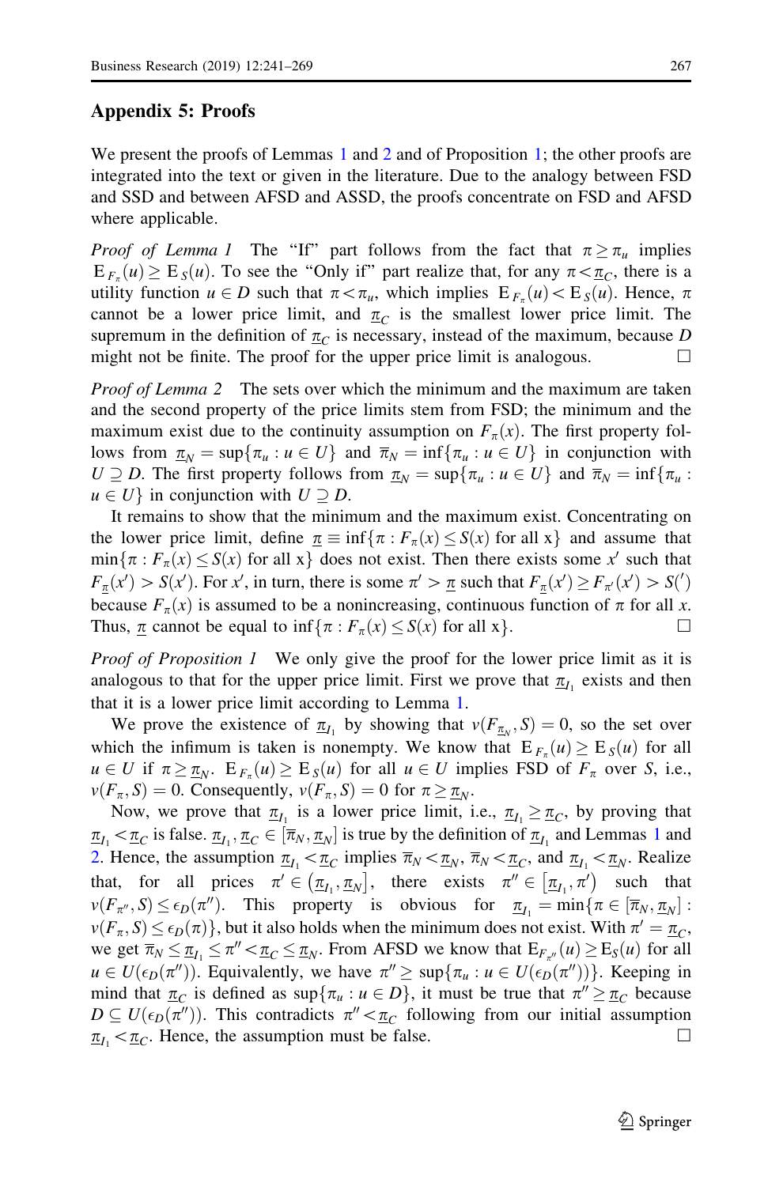## Appendix 5: Proofs

We present the proofs of Lemmas 1 and 2 and of Proposition 1; the other proofs are integrated into the text or given in the literature. Due to the analogy between FSD and SSD and between AFSD and ASSD, the proofs concentrate on FSD and AFSD where applicable.

*Proof of Lemma 1* The "If" part follows from the fact that $\pi \geq \pi_u$ implies $\mathrm{E}_{F_\pi}(u) \geq \mathrm{E}_S(u)$. To see the "Only if" part realize that, for any $\pi < \underline{\pi}_C$, there is a utility function $u \in D$ such that $\pi < \pi_u$, which implies $\mathrm{E}_{F_\pi}(u) < \mathrm{E}_S(u)$. Hence, $\pi$ cannot be a lower price limit, and $\underline{\pi}_C$ is the smallest lower price limit. The supremum in the definition of $\underline{\pi}_C$ is necessary, instead of the maximum, because $D$ might not be finite. The proof for the upper price limit is analogous. □

*Proof of Lemma 2* The sets over which the minimum and the maximum are taken and the second property of the price limits stem from FSD; the minimum and the maximum exist due to the continuity assumption on $F_\pi(x)$. The first property follows from $\underline{\pi}_N = \sup\{\pi_u : u \in U\}$ and $\overline{\pi}_N = \inf\{\pi_u : u \in U\}$ in conjunction with $U \supseteq D$. The first property follows from $\underline{\pi}_N = \sup\{\pi_u : u \in U\}$ and $\overline{\pi}_N = \inf\{\pi_u : u \in U\}$ in conjunction with $U \supseteq D$.

It remains to show that the minimum and the maximum exist. Concentrating on the lower price limit, define $\underline{\pi} \equiv \inf\{\pi : F_\pi(x) \leq S(x) \text{ for all x}\}$ and assume that $\min\{\pi : F_\pi(x) \leq S(x) \text{ for all x}\}$ does not exist. Then there exists some $x'$ such that $F_{\underline{\pi}}(x') > S(x')$. For $x'$, in turn, there is some $\pi' > \underline{\pi}$ such that $F_{\underline{\pi}}(x') \geq F_{\pi'}(x') > S(')$ because $F_\pi(x)$ is assumed to be a nonincreasing, continuous function of $\pi$ for all $x$. Thus, $\underline{\pi}$ cannot be equal to $\inf\{\pi : F_\pi(x) \leq S(x) \text{ for all x}\}$. □

*Proof of Proposition 1* We only give the proof for the lower price limit as it is analogous to that for the upper price limit. First we prove that $\underline{\pi}_{I_1}$ exists and then that it is a lower price limit according to Lemma 1.

We prove the existence of $\underline{\pi}_{I_1}$ by showing that $v(F_{\underline{\pi}_N}, S) = 0$, so the set over which the infimum is taken is nonempty. We know that $\mathrm{E}_{F_\pi}(u) \geq \mathrm{E}_S(u)$ for all $u \in U$ if $\pi \geq \underline{\pi}_N$. $\mathrm{E}_{F_\pi}(u) \geq \mathrm{E}_S(u)$ for all $u \in U$ implies FSD of $F_\pi$ over $S$, i.e., $v(F_\pi, S) = 0$. Consequently, $v(F_\pi, S) = 0$ for $\pi \geq \underline{\pi}_N$.

Now, we prove that $\underline{\pi}_{I_1}$ is a lower price limit, i.e., $\underline{\pi}_{I_1} \geq \underline{\pi}_C$, by proving that $\underline{\pi}_{I_1} < \underline{\pi}_C$ is false. $\underline{\pi}_{I_1}, \underline{\pi}_C \in [\overline{\pi}_N, \underline{\pi}_N]$ is true by the definition of $\underline{\pi}_{I_1}$ and Lemmas 1 and 2. Hence, the assumption $\underline{\pi}_{I_1} < \underline{\pi}_C$ implies $\overline{\pi}_N < \underline{\pi}_N$, $\overline{\pi}_N < \underline{\pi}_C$, and $\underline{\pi}_{I_1} < \underline{\pi}_N$. Realize that, for all prices $\pi' \in \left(\underline{\pi}_{I_1}, \underline{\pi}_N\right]$, there exists $\pi'' \in \left[\underline{\pi}_{I_1}, \pi'\right)$ such that $v(F_{\pi''}, S) \leq \epsilon_D(\pi'')$. This property is obvious for $\underline{\pi}_{I_1} = \min\{\pi \in [\overline{\pi}_N, \underline{\pi}_N] : v(F_\pi, S) \leq \epsilon_D(\pi)\}$, but it also holds when the minimum does not exist. With $\pi' = \underline{\pi}_C$, we get $\overline{\pi}_N \leq \underline{\pi}_{I_1} \leq \pi'' < \underline{\pi}_C \leq \underline{\pi}_N$. From AFSD we know that $\mathrm{E}_{F_{\pi''}}(u) \geq \mathrm{E}_S(u)$ for all $u \in U(\epsilon_D(\pi''))$. Equivalently, we have $\pi'' \geq \sup\{\pi_u : u \in U(\epsilon_D(\pi''))\}$. Keeping in mind that $\underline{\pi}_C$ is defined as $\sup\{\pi_u : u \in D\}$, it must be true that $\pi'' \geq \underline{\pi}_C$ because $D \subseteq U(\epsilon_D(\pi''))$. This contradicts $\pi'' < \underline{\pi}_C$ following from our initial assumption $\underline{\pi}_{I_1} < \underline{\pi}_C$. Hence, the assumption must be false. □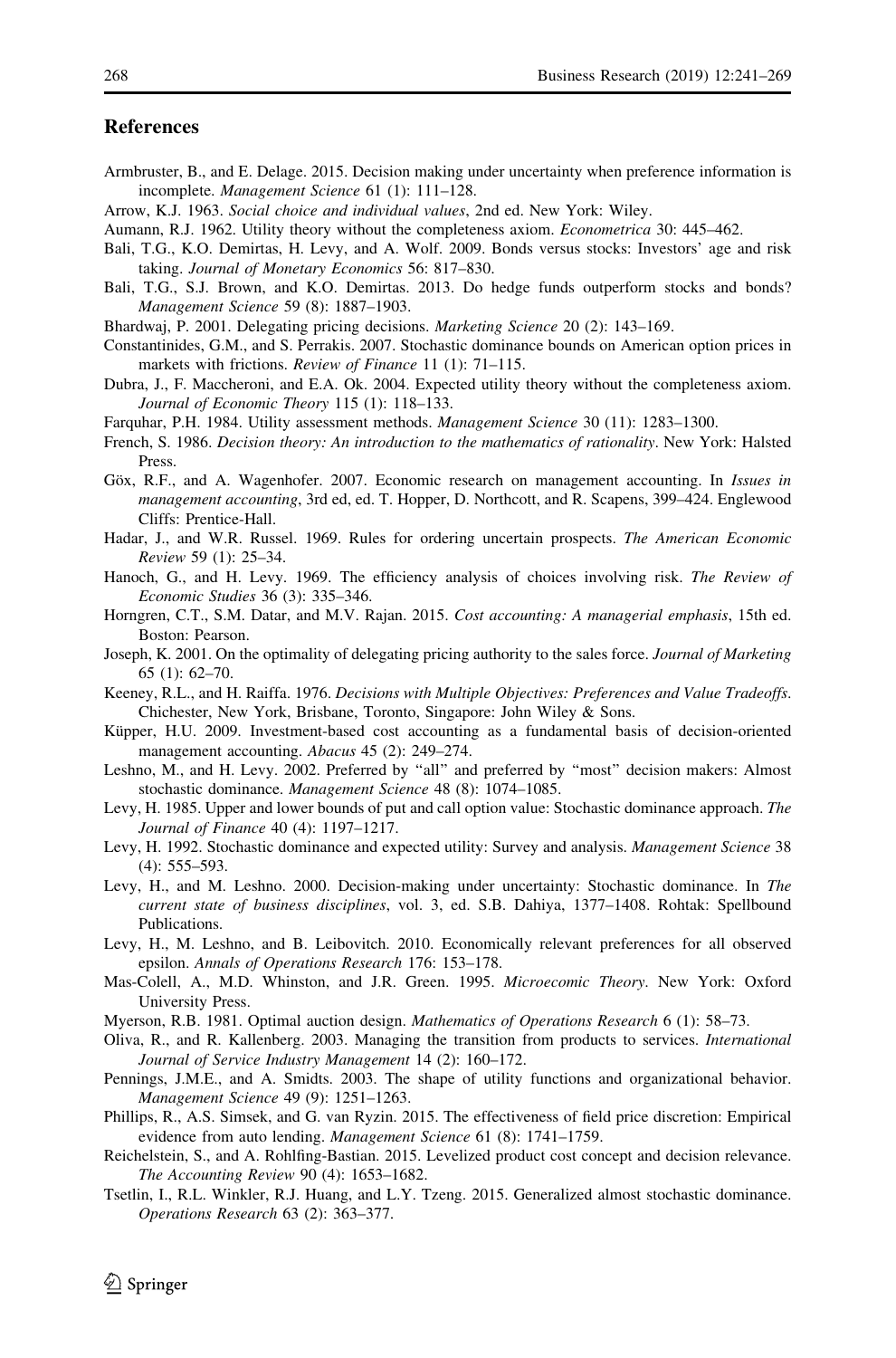## References

Armbruster, B., and E. Delage. 2015. Decision making under uncertainty when preference information is incomplete. *Management Science* 61 (1): 111–128.

Arrow, K.J. 1963. *Social choice and individual values*, 2nd ed. New York: Wiley.

Aumann, R.J. 1962. Utility theory without the completeness axiom. *Econometrica* 30: 445–462.

Bali, T.G., K.O. Demirtas, H. Levy, and A. Wolf. 2009. Bonds versus stocks: Investors' age and risk taking. *Journal of Monetary Economics* 56: 817–830.

Bali, T.G., S.J. Brown, and K.O. Demirtas. 2013. Do hedge funds outperform stocks and bonds? *Management Science* 59 (8): 1887–1903.

Bhardwaj, P. 2001. Delegating pricing decisions. *Marketing Science* 20 (2): 143–169.

Constantinides, G.M., and S. Perrakis. 2007. Stochastic dominance bounds on American option prices in markets with frictions. *Review of Finance* 11 (1): 71–115.

Dubra, J., F. Maccheroni, and E.A. Ok. 2004. Expected utility theory without the completeness axiom. *Journal of Economic Theory* 115 (1): 118–133.

Farquhar, P.H. 1984. Utility assessment methods. *Management Science* 30 (11): 1283–1300.

French, S. 1986. *Decision theory: An introduction to the mathematics of rationality*. New York: Halsted Press.

Göx, R.F., and A. Wagenhofer. 2007. Economic research on management accounting. In *Issues in management accounting*, 3rd ed, ed. T. Hopper, D. Northcott, and R. Scapens, 399–424. Englewood Cliffs: Prentice-Hall.

Hadar, J., and W.R. Russel. 1969. Rules for ordering uncertain prospects. *The American Economic Review* 59 (1): 25–34.

Hanoch, G., and H. Levy. 1969. The efficiency analysis of choices involving risk. *The Review of Economic Studies* 36 (3): 335–346.

Horngren, C.T., S.M. Datar, and M.V. Rajan. 2015. *Cost accounting: A managerial emphasis*, 15th ed. Boston: Pearson.

Joseph, K. 2001. On the optimality of delegating pricing authority to the sales force. *Journal of Marketing* 65 (1): 62–70.

Keeney, R.L., and H. Raiffa. 1976. *Decisions with Multiple Objectives: Preferences and Value Tradeoffs*. Chichester, New York, Brisbane, Toronto, Singapore: John Wiley & Sons.

Küpper, H.U. 2009. Investment-based cost accounting as a fundamental basis of decision-oriented management accounting. *Abacus* 45 (2): 249–274.

Leshno, M., and H. Levy. 2002. Preferred by "all" and preferred by "most" decision makers: Almost stochastic dominance. *Management Science* 48 (8): 1074–1085.

Levy, H. 1985. Upper and lower bounds of put and call option value: Stochastic dominance approach. *The Journal of Finance* 40 (4): 1197–1217.

Levy, H. 1992. Stochastic dominance and expected utility: Survey and analysis. *Management Science* 38 (4): 555–593.

Levy, H., and M. Leshno. 2000. Decision-making under uncertainty: Stochastic dominance. In *The current state of business disciplines*, vol. 3, ed. S.B. Dahiya, 1377–1408. Rohtak: Spellbound Publications.

Levy, H., M. Leshno, and B. Leibovitch. 2010. Economically relevant preferences for all observed epsilon. *Annals of Operations Research* 176: 153–178.

Mas-Colell, A., M.D. Whinston, and J.R. Green. 1995. *Microecomic Theory*. New York: Oxford University Press.

Myerson, R.B. 1981. Optimal auction design. *Mathematics of Operations Research* 6 (1): 58–73.

Oliva, R., and R. Kallenberg. 2003. Managing the transition from products to services. *International Journal of Service Industry Management* 14 (2): 160–172.

Pennings, J.M.E., and A. Smidts. 2003. The shape of utility functions and organizational behavior. *Management Science* 49 (9): 1251–1263.

Phillips, R., A.S. Simsek, and G. van Ryzin. 2015. The effectiveness of field price discretion: Empirical evidence from auto lending. *Management Science* 61 (8): 1741–1759.

Reichelstein, S., and A. Rohlfing-Bastian. 2015. Levelized product cost concept and decision relevance. *The Accounting Review* 90 (4): 1653–1682.

Tsetlin, I., R.L. Winkler, R.J. Huang, and L.Y. Tzeng. 2015. Generalized almost stochastic dominance. *Operations Research* 63 (2): 363–377.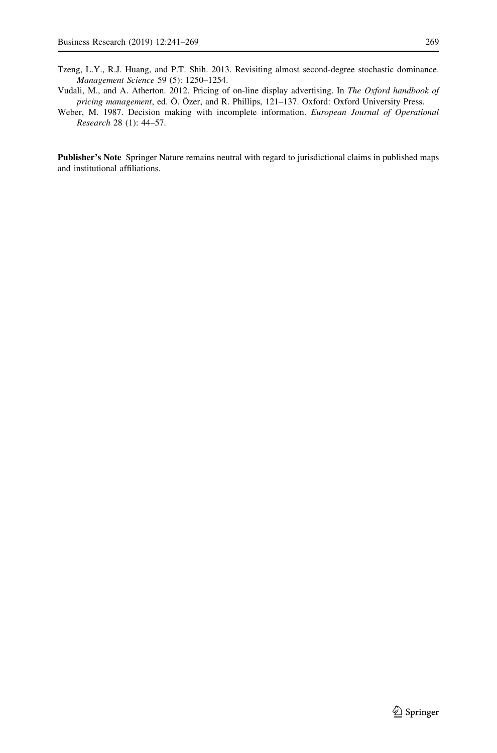Tzeng, L.Y., R.J. Huang, and P.T. Shih. 2013. Revisiting almost second-degree stochastic dominance. *Management Science* 59 (5): 1250–1254.

Vudali, M., and A. Atherton. 2012. Pricing of on-line display advertising. In *The Oxford handbook of pricing management*, ed. Ö. Özer, and R. Phillips, 121–137. Oxford: Oxford University Press.

Weber, M. 1987. Decision making with incomplete information. *European Journal of Operational Research* 28 (1): 44–57.

**Publisher's Note** Springer Nature remains neutral with regard to jurisdictional claims in published maps and institutional affiliations.